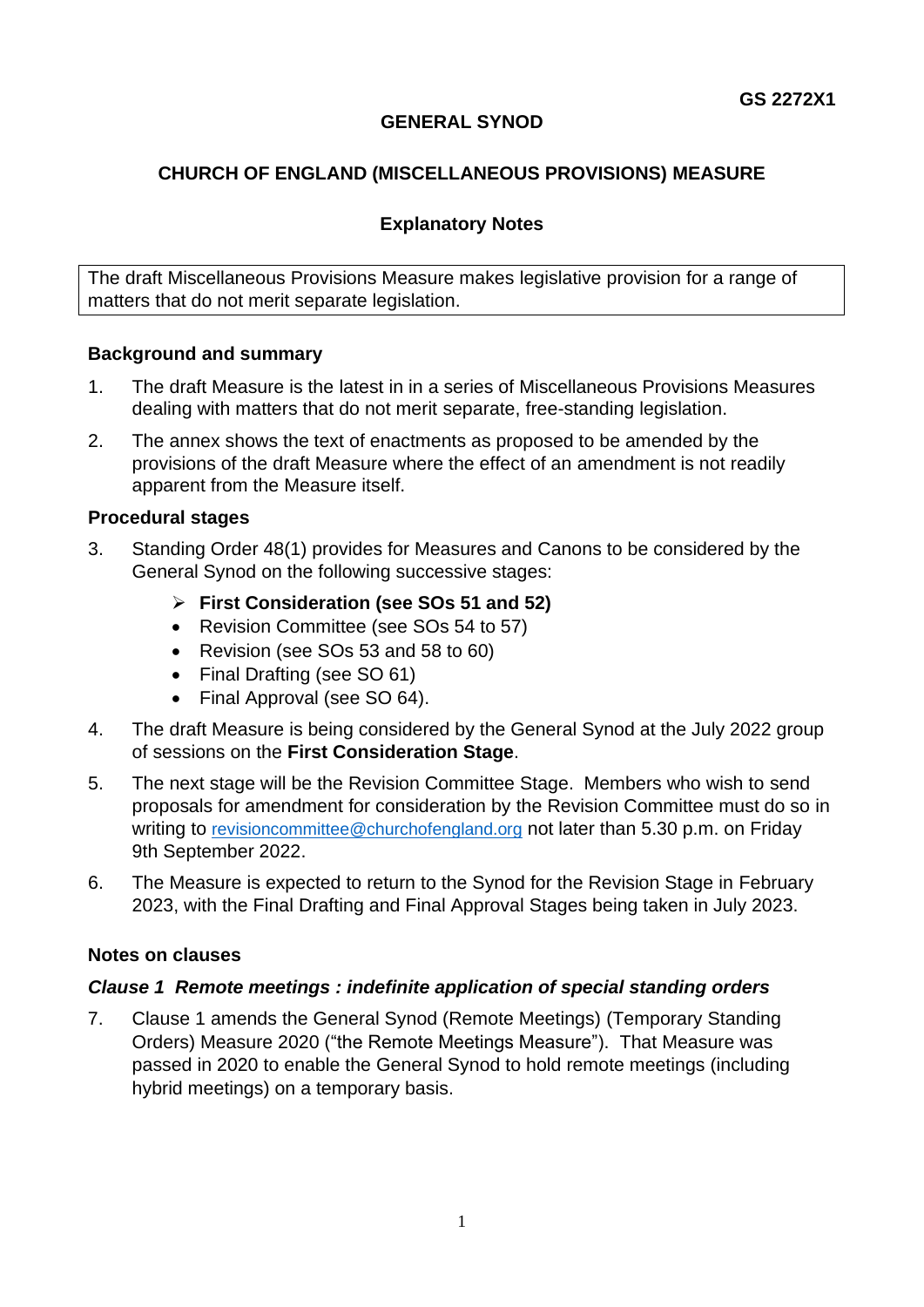GS 2272X1

# GENERAL SYNOD

## CHURCH OF ENGLAND (MISCELLANEOUS PROVISIONS) MEASURE

### Explanatory Notes

The draft Miscellaneous Provisions Measure makes legislative provision for a range of matters that do not merit separate legislation.

**Background and summary**

1. The draft Measure is the latest in in a series of Miscellaneous Provisions Measures dealing with matters that do not merit separate, free-standing legislation.
2. The annex shows the text of enactments as proposed to be amended by the provisions of the draft Measure where the effect of an amendment is not readily apparent from the Measure itself.

**Procedural stages**

3. Standing Order 48(1) provides for Measures and Canons to be considered by the General Synod on the following successive stages:
   - **First Consideration (see SOs 51 and 52)**
   - Revision Committee (see SOs 54 to 57)
   - Revision (see SOs 53 and 58 to 60)
   - Final Drafting (see SO 61)
   - Final Approval (see SO 64).
4. The draft Measure is being considered by the General Synod at the July 2022 group of sessions on the **First Consideration Stage**.
5. The next stage will be the Revision Committee Stage. Members who wish to send proposals for amendment for consideration by the Revision Committee must do so in writing to revisioncommittee@churchofengland.org not later than 5.30 p.m. on Friday 9th September 2022.
6. The Measure is expected to return to the Synod for the Revision Stage in February 2023, with the Final Drafting and Final Approval Stages being taken in July 2023.

**Notes on clauses**

***Clause 1 Remote meetings : indefinite application of special standing orders***

7. Clause 1 amends the General Synod (Remote Meetings) (Temporary Standing Orders) Measure 2020 ("the Remote Meetings Measure"). That Measure was passed in 2020 to enable the General Synod to hold remote meetings (including hybrid meetings) on a temporary basis.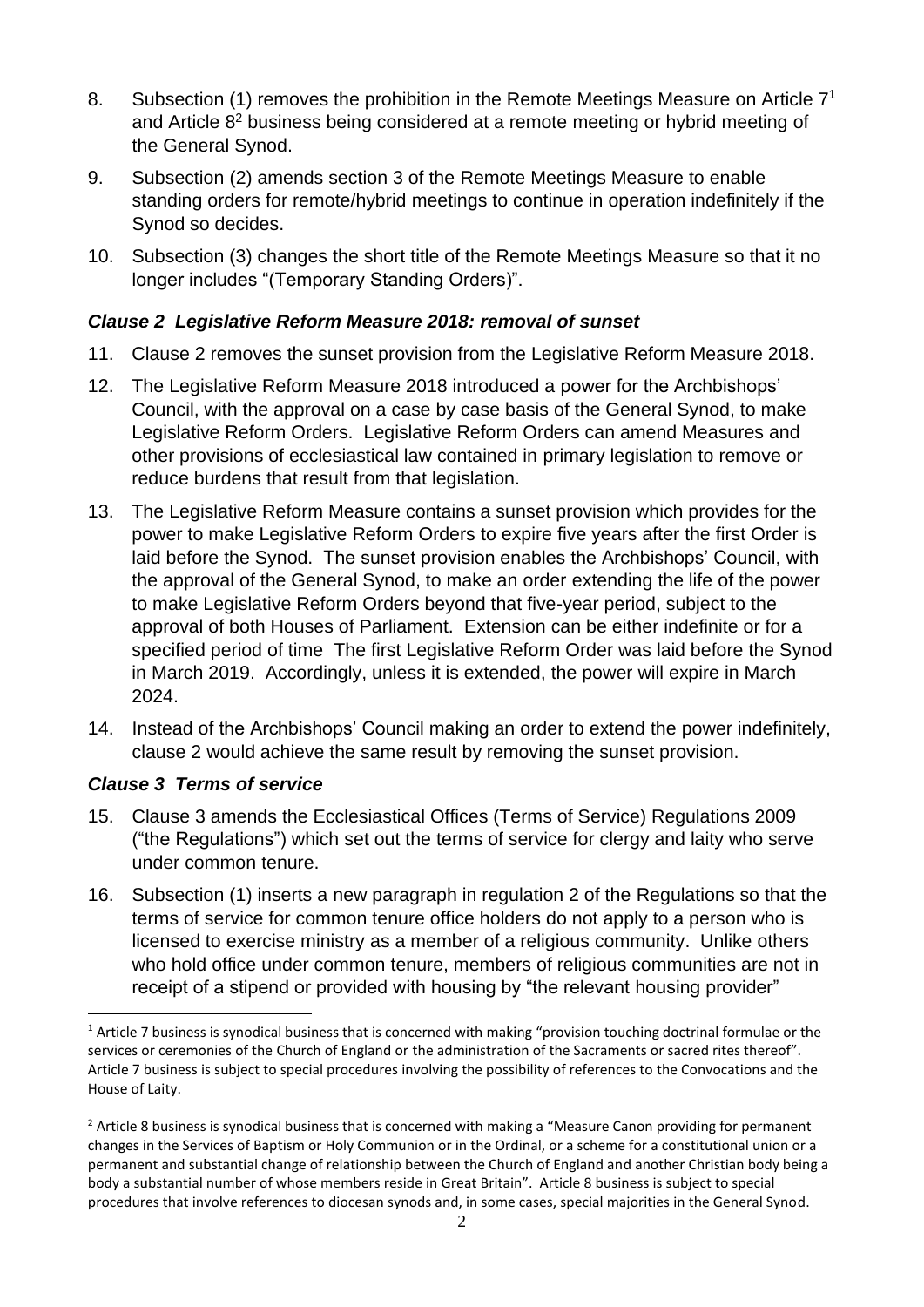8. Subsection (1) removes the prohibition in the Remote Meetings Measure on Article 7[1] and Article 8[2] business being considered at a remote meeting or hybrid meeting of the General Synod.

9. Subsection (2) amends section 3 of the Remote Meetings Measure to enable standing orders for remote/hybrid meetings to continue in operation indefinitely if the Synod so decides.

10. Subsection (3) changes the short title of the Remote Meetings Measure so that it no longer includes "(Temporary Standing Orders)".

### *Clause 2 Legislative Reform Measure 2018: removal of sunset*

11. Clause 2 removes the sunset provision from the Legislative Reform Measure 2018.

12. The Legislative Reform Measure 2018 introduced a power for the Archbishops' Council, with the approval on a case by case basis of the General Synod, to make Legislative Reform Orders. Legislative Reform Orders can amend Measures and other provisions of ecclesiastical law contained in primary legislation to remove or reduce burdens that result from that legislation.

13. The Legislative Reform Measure contains a sunset provision which provides for the power to make Legislative Reform Orders to expire five years after the first Order is laid before the Synod. The sunset provision enables the Archbishops' Council, with the approval of the General Synod, to make an order extending the life of the power to make Legislative Reform Orders beyond that five-year period, subject to the approval of both Houses of Parliament. Extension can be either indefinite or for a specified period of time The first Legislative Reform Order was laid before the Synod in March 2019. Accordingly, unless it is extended, the power will expire in March 2024.

14. Instead of the Archbishops' Council making an order to extend the power indefinitely, clause 2 would achieve the same result by removing the sunset provision.

### *Clause 3 Terms of service*

15. Clause 3 amends the Ecclesiastical Offices (Terms of Service) Regulations 2009 ("the Regulations") which set out the terms of service for clergy and laity who serve under common tenure.

16. Subsection (1) inserts a new paragraph in regulation 2 of the Regulations so that the terms of service for common tenure office holders do not apply to a person who is licensed to exercise ministry as a member of a religious community. Unlike others who hold office under common tenure, members of religious communities are not in receipt of a stipend or provided with housing by "the relevant housing provider"

---

[1] Article 7 business is synodical business that is concerned with making "provision touching doctrinal formulae or the services or ceremonies of the Church of England or the administration of the Sacraments or sacred rites thereof". Article 7 business is subject to special procedures involving the possibility of references to the Convocations and the House of Laity.

[2] Article 8 business is synodical business that is concerned with making a "Measure Canon providing for permanent changes in the Services of Baptism or Holy Communion or in the Ordinal, or a scheme for a constitutional union or a permanent and substantial change of relationship between the Church of England and another Christian body being a body a substantial number of whose members reside in Great Britain". Article 8 business is subject to special procedures that involve references to diocesan synods and, in some cases, special majorities in the General Synod.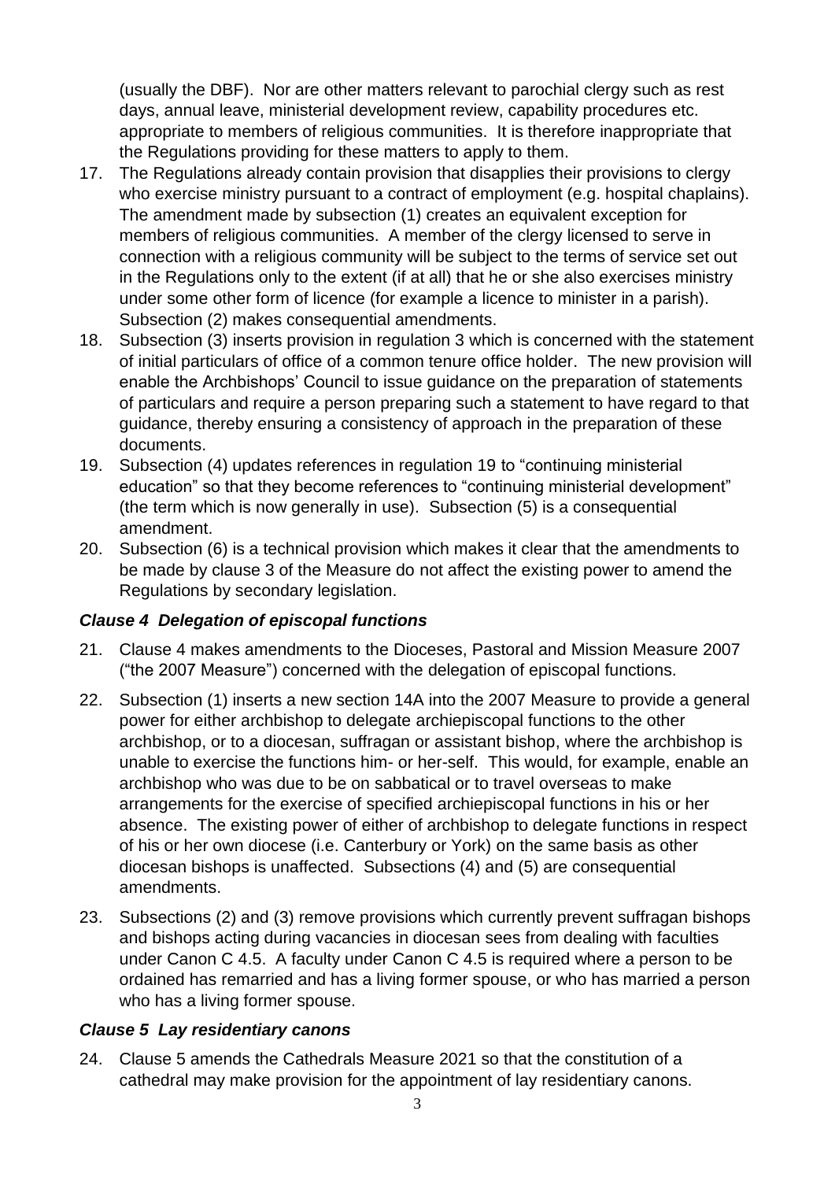(usually the DBF). Nor are other matters relevant to parochial clergy such as rest days, annual leave, ministerial development review, capability procedures etc. appropriate to members of religious communities. It is therefore inappropriate that the Regulations providing for these matters to apply to them.

17. The Regulations already contain provision that disapplies their provisions to clergy who exercise ministry pursuant to a contract of employment (e.g. hospital chaplains). The amendment made by subsection (1) creates an equivalent exception for members of religious communities. A member of the clergy licensed to serve in connection with a religious community will be subject to the terms of service set out in the Regulations only to the extent (if at all) that he or she also exercises ministry under some other form of licence (for example a licence to minister in a parish). Subsection (2) makes consequential amendments.
18. Subsection (3) inserts provision in regulation 3 which is concerned with the statement of initial particulars of office of a common tenure office holder. The new provision will enable the Archbishops' Council to issue guidance on the preparation of statements of particulars and require a person preparing such a statement to have regard to that guidance, thereby ensuring a consistency of approach in the preparation of these documents.
19. Subsection (4) updates references in regulation 19 to "continuing ministerial education" so that they become references to "continuing ministerial development" (the term which is now generally in use). Subsection (5) is a consequential amendment.
20. Subsection (6) is a technical provision which makes it clear that the amendments to be made by clause 3 of the Measure do not affect the existing power to amend the Regulations by secondary legislation.

### *Clause 4 Delegation of episcopal functions*

21. Clause 4 makes amendments to the Dioceses, Pastoral and Mission Measure 2007 ("the 2007 Measure") concerned with the delegation of episcopal functions.
22. Subsection (1) inserts a new section 14A into the 2007 Measure to provide a general power for either archbishop to delegate archiepiscopal functions to the other archbishop, or to a diocesan, suffragan or assistant bishop, where the archbishop is unable to exercise the functions him- or her-self. This would, for example, enable an archbishop who was due to be on sabbatical or to travel overseas to make arrangements for the exercise of specified archiepiscopal functions in his or her absence. The existing power of either of archbishop to delegate functions in respect of his or her own diocese (i.e. Canterbury or York) on the same basis as other diocesan bishops is unaffected. Subsections (4) and (5) are consequential amendments.
23. Subsections (2) and (3) remove provisions which currently prevent suffragan bishops and bishops acting during vacancies in diocesan sees from dealing with faculties under Canon C 4.5. A faculty under Canon C 4.5 is required where a person to be ordained has remarried and has a living former spouse, or who has married a person who has a living former spouse.

### *Clause 5 Lay residentiary canons*

24. Clause 5 amends the Cathedrals Measure 2021 so that the constitution of a cathedral may make provision for the appointment of lay residentiary canons.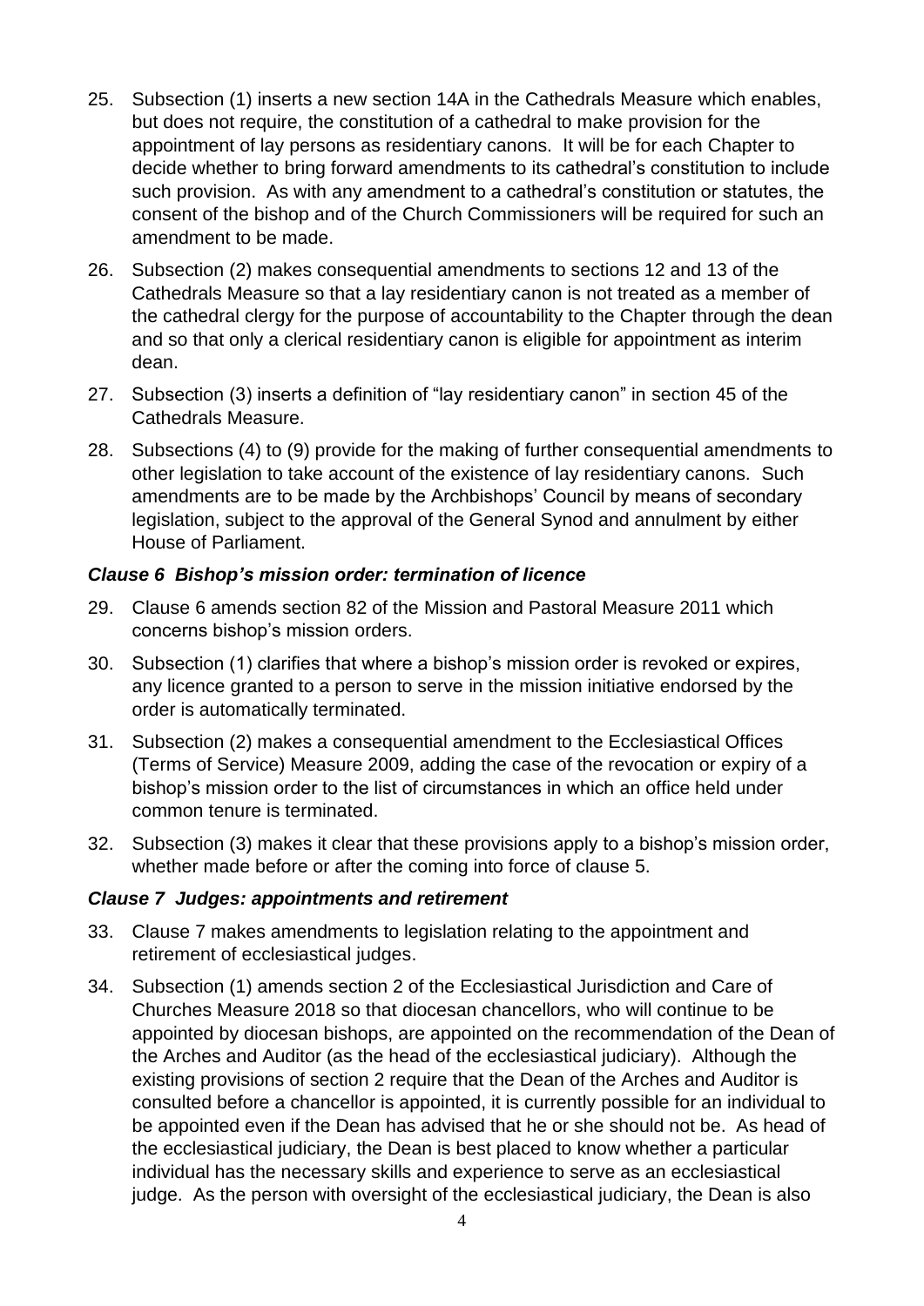25. Subsection (1) inserts a new section 14A in the Cathedrals Measure which enables, but does not require, the constitution of a cathedral to make provision for the appointment of lay persons as residentiary canons. It will be for each Chapter to decide whether to bring forward amendments to its cathedral's constitution to include such provision. As with any amendment to a cathedral's constitution or statutes, the consent of the bishop and of the Church Commissioners will be required for such an amendment to be made.

26. Subsection (2) makes consequential amendments to sections 12 and 13 of the Cathedrals Measure so that a lay residentiary canon is not treated as a member of the cathedral clergy for the purpose of accountability to the Chapter through the dean and so that only a clerical residentiary canon is eligible for appointment as interim dean.

27. Subsection (3) inserts a definition of "lay residentiary canon" in section 45 of the Cathedrals Measure.

28. Subsections (4) to (9) provide for the making of further consequential amendments to other legislation to take account of the existence of lay residentiary canons. Such amendments are to be made by the Archbishops' Council by means of secondary legislation, subject to the approval of the General Synod and annulment by either House of Parliament.

### *Clause 6 Bishop's mission order: termination of licence*

29. Clause 6 amends section 82 of the Mission and Pastoral Measure 2011 which concerns bishop's mission orders.

30. Subsection (1) clarifies that where a bishop's mission order is revoked or expires, any licence granted to a person to serve in the mission initiative endorsed by the order is automatically terminated.

31. Subsection (2) makes a consequential amendment to the Ecclesiastical Offices (Terms of Service) Measure 2009, adding the case of the revocation or expiry of a bishop's mission order to the list of circumstances in which an office held under common tenure is terminated.

32. Subsection (3) makes it clear that these provisions apply to a bishop's mission order, whether made before or after the coming into force of clause 5.

### *Clause 7 Judges: appointments and retirement*

33. Clause 7 makes amendments to legislation relating to the appointment and retirement of ecclesiastical judges.

34. Subsection (1) amends section 2 of the Ecclesiastical Jurisdiction and Care of Churches Measure 2018 so that diocesan chancellors, who will continue to be appointed by diocesan bishops, are appointed on the recommendation of the Dean of the Arches and Auditor (as the head of the ecclesiastical judiciary). Although the existing provisions of section 2 require that the Dean of the Arches and Auditor is consulted before a chancellor is appointed, it is currently possible for an individual to be appointed even if the Dean has advised that he or she should not be. As head of the ecclesiastical judiciary, the Dean is best placed to know whether a particular individual has the necessary skills and experience to serve as an ecclesiastical judge. As the person with oversight of the ecclesiastical judiciary, the Dean is also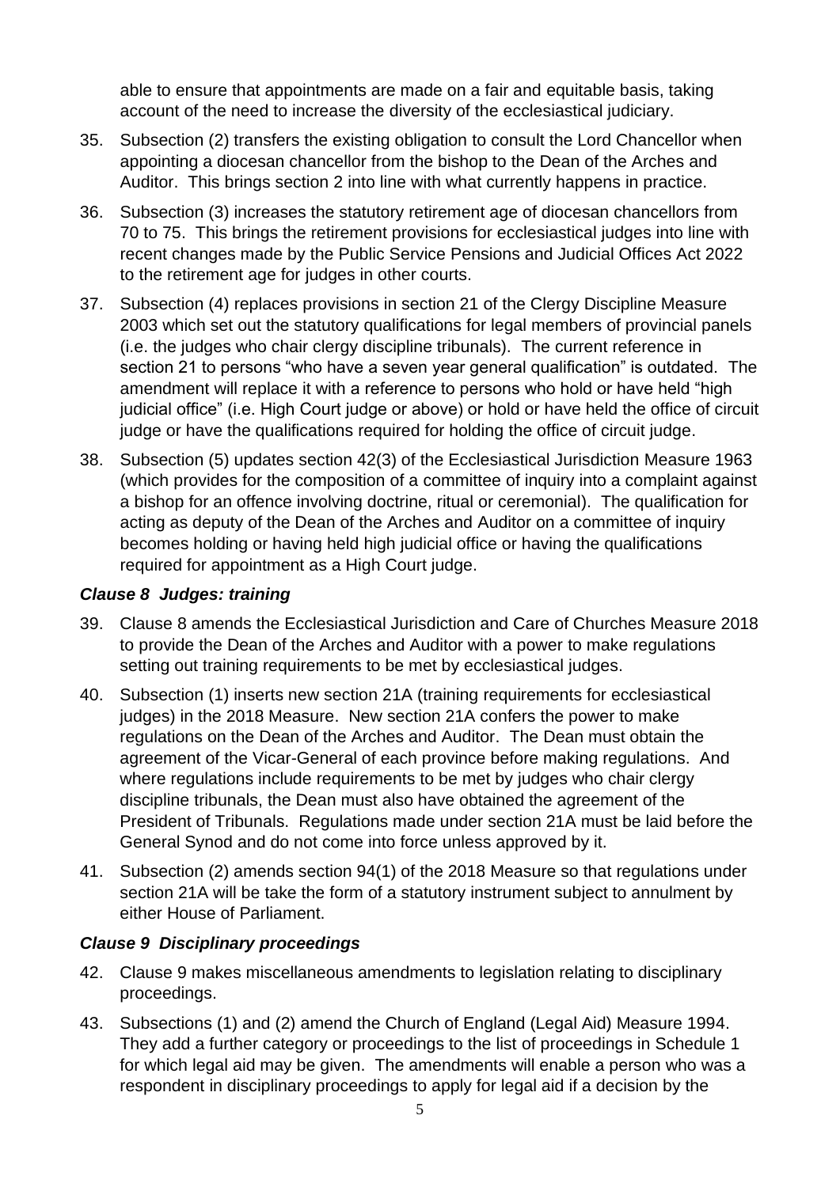able to ensure that appointments are made on a fair and equitable basis, taking account of the need to increase the diversity of the ecclesiastical judiciary.

35. Subsection (2) transfers the existing obligation to consult the Lord Chancellor when appointing a diocesan chancellor from the bishop to the Dean of the Arches and Auditor. This brings section 2 into line with what currently happens in practice.

36. Subsection (3) increases the statutory retirement age of diocesan chancellors from 70 to 75. This brings the retirement provisions for ecclesiastical judges into line with recent changes made by the Public Service Pensions and Judicial Offices Act 2022 to the retirement age for judges in other courts.

37. Subsection (4) replaces provisions in section 21 of the Clergy Discipline Measure 2003 which set out the statutory qualifications for legal members of provincial panels (i.e. the judges who chair clergy discipline tribunals). The current reference in section 21 to persons "who have a seven year general qualification" is outdated. The amendment will replace it with a reference to persons who hold or have held "high judicial office" (i.e. High Court judge or above) or hold or have held the office of circuit judge or have the qualifications required for holding the office of circuit judge.

38. Subsection (5) updates section 42(3) of the Ecclesiastical Jurisdiction Measure 1963 (which provides for the composition of a committee of inquiry into a complaint against a bishop for an offence involving doctrine, ritual or ceremonial). The qualification for acting as deputy of the Dean of the Arches and Auditor on a committee of inquiry becomes holding or having held high judicial office or having the qualifications required for appointment as a High Court judge.

### *Clause 8 Judges: training*

39. Clause 8 amends the Ecclesiastical Jurisdiction and Care of Churches Measure 2018 to provide the Dean of the Arches and Auditor with a power to make regulations setting out training requirements to be met by ecclesiastical judges.

40. Subsection (1) inserts new section 21A (training requirements for ecclesiastical judges) in the 2018 Measure. New section 21A confers the power to make regulations on the Dean of the Arches and Auditor. The Dean must obtain the agreement of the Vicar-General of each province before making regulations. And where regulations include requirements to be met by judges who chair clergy discipline tribunals, the Dean must also have obtained the agreement of the President of Tribunals. Regulations made under section 21A must be laid before the General Synod and do not come into force unless approved by it.

41. Subsection (2) amends section 94(1) of the 2018 Measure so that regulations under section 21A will be take the form of a statutory instrument subject to annulment by either House of Parliament.

### *Clause 9 Disciplinary proceedings*

42. Clause 9 makes miscellaneous amendments to legislation relating to disciplinary proceedings.

43. Subsections (1) and (2) amend the Church of England (Legal Aid) Measure 1994. They add a further category or proceedings to the list of proceedings in Schedule 1 for which legal aid may be given. The amendments will enable a person who was a respondent in disciplinary proceedings to apply for legal aid if a decision by the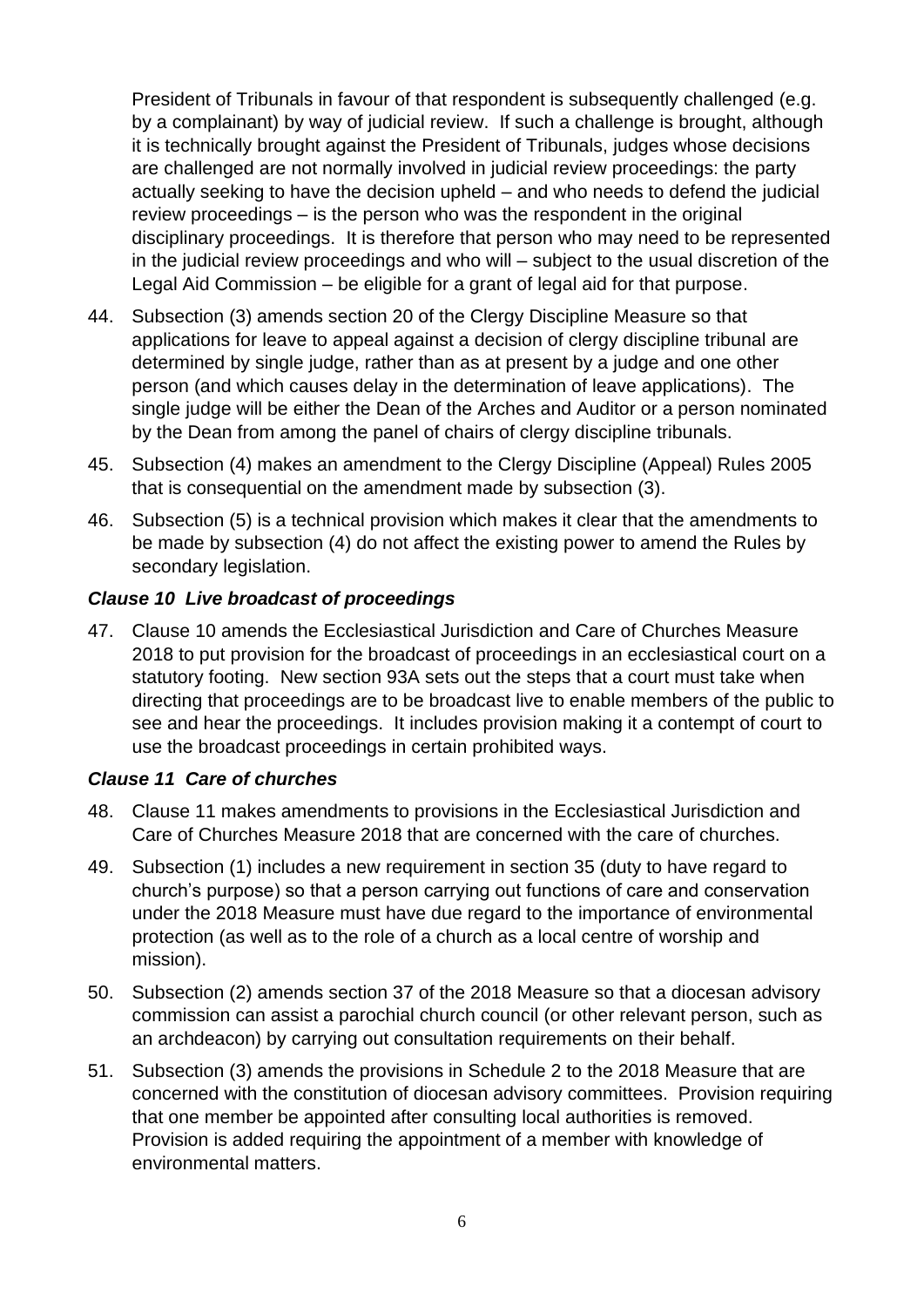President of Tribunals in favour of that respondent is subsequently challenged (e.g. by a complainant) by way of judicial review. If such a challenge is brought, although it is technically brought against the President of Tribunals, judges whose decisions are challenged are not normally involved in judicial review proceedings: the party actually seeking to have the decision upheld – and who needs to defend the judicial review proceedings – is the person who was the respondent in the original disciplinary proceedings. It is therefore that person who may need to be represented in the judicial review proceedings and who will – subject to the usual discretion of the Legal Aid Commission – be eligible for a grant of legal aid for that purpose.

44. Subsection (3) amends section 20 of the Clergy Discipline Measure so that applications for leave to appeal against a decision of clergy discipline tribunal are determined by single judge, rather than as at present by a judge and one other person (and which causes delay in the determination of leave applications). The single judge will be either the Dean of the Arches and Auditor or a person nominated by the Dean from among the panel of chairs of clergy discipline tribunals.

45. Subsection (4) makes an amendment to the Clergy Discipline (Appeal) Rules 2005 that is consequential on the amendment made by subsection (3).

46. Subsection (5) is a technical provision which makes it clear that the amendments to be made by subsection (4) do not affect the existing power to amend the Rules by secondary legislation.

### *Clause 10 Live broadcast of proceedings*

47. Clause 10 amends the Ecclesiastical Jurisdiction and Care of Churches Measure 2018 to put provision for the broadcast of proceedings in an ecclesiastical court on a statutory footing. New section 93A sets out the steps that a court must take when directing that proceedings are to be broadcast live to enable members of the public to see and hear the proceedings. It includes provision making it a contempt of court to use the broadcast proceedings in certain prohibited ways.

### *Clause 11 Care of churches*

48. Clause 11 makes amendments to provisions in the Ecclesiastical Jurisdiction and Care of Churches Measure 2018 that are concerned with the care of churches.

49. Subsection (1) includes a new requirement in section 35 (duty to have regard to church's purpose) so that a person carrying out functions of care and conservation under the 2018 Measure must have due regard to the importance of environmental protection (as well as to the role of a church as a local centre of worship and mission).

50. Subsection (2) amends section 37 of the 2018 Measure so that a diocesan advisory commission can assist a parochial church council (or other relevant person, such as an archdeacon) by carrying out consultation requirements on their behalf.

51. Subsection (3) amends the provisions in Schedule 2 to the 2018 Measure that are concerned with the constitution of diocesan advisory committees. Provision requiring that one member be appointed after consulting local authorities is removed. Provision is added requiring the appointment of a member with knowledge of environmental matters.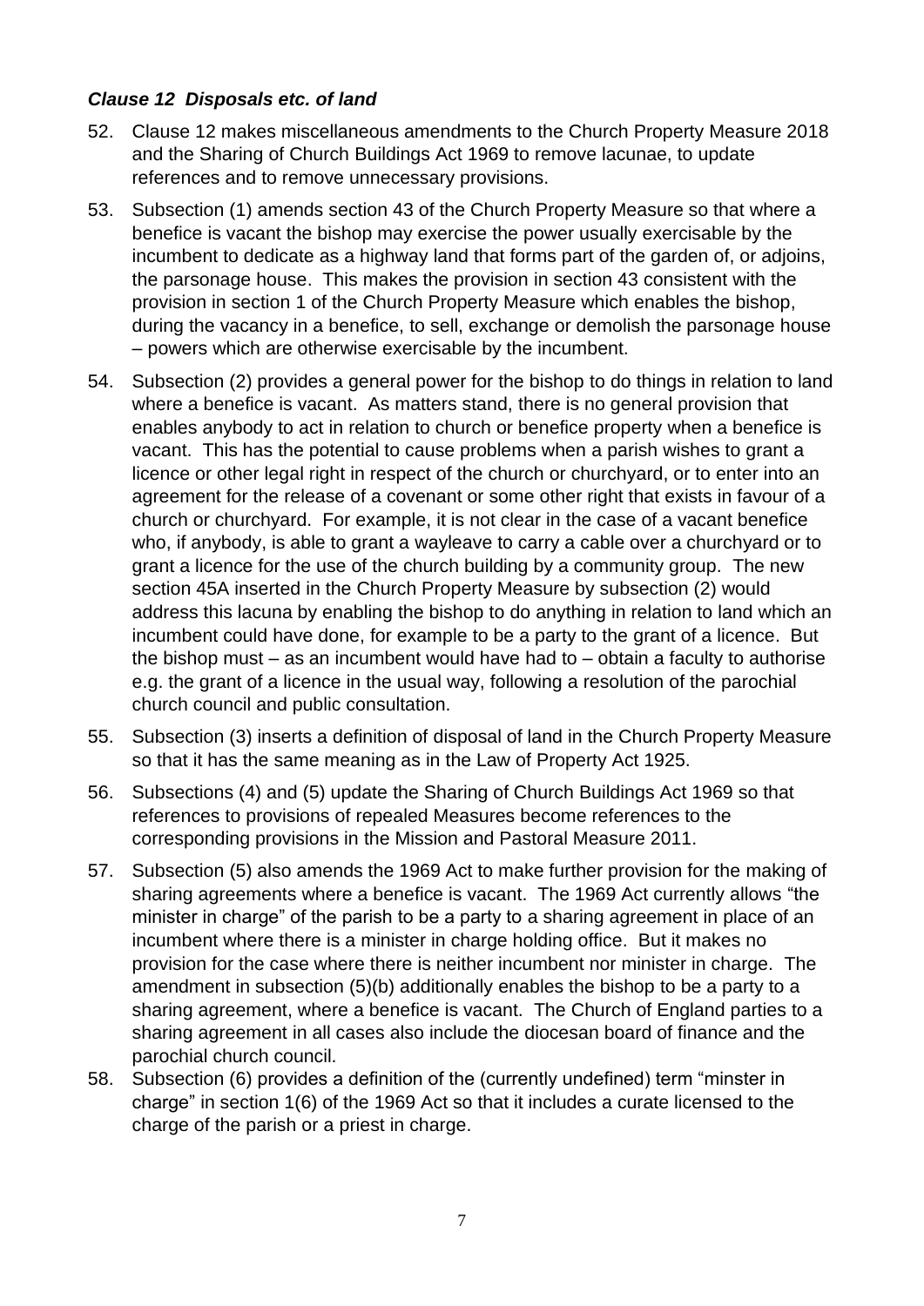***Clause 12 Disposals etc. of land***

52. Clause 12 makes miscellaneous amendments to the Church Property Measure 2018 and the Sharing of Church Buildings Act 1969 to remove lacunae, to update references and to remove unnecessary provisions.

53. Subsection (1) amends section 43 of the Church Property Measure so that where a benefice is vacant the bishop may exercise the power usually exercisable by the incumbent to dedicate as a highway land that forms part of the garden of, or adjoins, the parsonage house. This makes the provision in section 43 consistent with the provision in section 1 of the Church Property Measure which enables the bishop, during the vacancy in a benefice, to sell, exchange or demolish the parsonage house – powers which are otherwise exercisable by the incumbent.

54. Subsection (2) provides a general power for the bishop to do things in relation to land where a benefice is vacant. As matters stand, there is no general provision that enables anybody to act in relation to church or benefice property when a benefice is vacant. This has the potential to cause problems when a parish wishes to grant a licence or other legal right in respect of the church or churchyard, or to enter into an agreement for the release of a covenant or some other right that exists in favour of a church or churchyard. For example, it is not clear in the case of a vacant benefice who, if anybody, is able to grant a wayleave to carry a cable over a churchyard or to grant a licence for the use of the church building by a community group. The new section 45A inserted in the Church Property Measure by subsection (2) would address this lacuna by enabling the bishop to do anything in relation to land which an incumbent could have done, for example to be a party to the grant of a licence. But the bishop must – as an incumbent would have had to – obtain a faculty to authorise e.g. the grant of a licence in the usual way, following a resolution of the parochial church council and public consultation.

55. Subsection (3) inserts a definition of disposal of land in the Church Property Measure so that it has the same meaning as in the Law of Property Act 1925.

56. Subsections (4) and (5) update the Sharing of Church Buildings Act 1969 so that references to provisions of repealed Measures become references to the corresponding provisions in the Mission and Pastoral Measure 2011.

57. Subsection (5) also amends the 1969 Act to make further provision for the making of sharing agreements where a benefice is vacant. The 1969 Act currently allows "the minister in charge" of the parish to be a party to a sharing agreement in place of an incumbent where there is a minister in charge holding office. But it makes no provision for the case where there is neither incumbent nor minister in charge. The amendment in subsection (5)(b) additionally enables the bishop to be a party to a sharing agreement, where a benefice is vacant. The Church of England parties to a sharing agreement in all cases also include the diocesan board of finance and the parochial church council.

58. Subsection (6) provides a definition of the (currently undefined) term "minster in charge" in section 1(6) of the 1969 Act so that it includes a curate licensed to the charge of the parish or a priest in charge.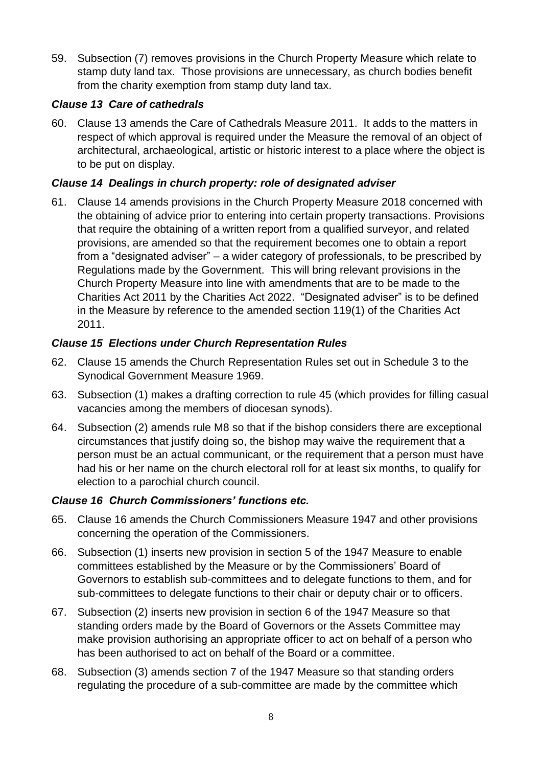59. Subsection (7) removes provisions in the Church Property Measure which relate to stamp duty land tax. Those provisions are unnecessary, as church bodies benefit from the charity exemption from stamp duty land tax.

### *Clause 13 Care of cathedrals*

60. Clause 13 amends the Care of Cathedrals Measure 2011. It adds to the matters in respect of which approval is required under the Measure the removal of an object of architectural, archaeological, artistic or historic interest to a place where the object is to be put on display.

### *Clause 14 Dealings in church property: role of designated adviser*

61. Clause 14 amends provisions in the Church Property Measure 2018 concerned with the obtaining of advice prior to entering into certain property transactions. Provisions that require the obtaining of a written report from a qualified surveyor, and related provisions, are amended so that the requirement becomes one to obtain a report from a "designated adviser" – a wider category of professionals, to be prescribed by Regulations made by the Government. This will bring relevant provisions in the Church Property Measure into line with amendments that are to be made to the Charities Act 2011 by the Charities Act 2022. "Designated adviser" is to be defined in the Measure by reference to the amended section 119(1) of the Charities Act 2011.

### *Clause 15 Elections under Church Representation Rules*

62. Clause 15 amends the Church Representation Rules set out in Schedule 3 to the Synodical Government Measure 1969.

63. Subsection (1) makes a drafting correction to rule 45 (which provides for filling casual vacancies among the members of diocesan synods).

64. Subsection (2) amends rule M8 so that if the bishop considers there are exceptional circumstances that justify doing so, the bishop may waive the requirement that a person must be an actual communicant, or the requirement that a person must have had his or her name on the church electoral roll for at least six months, to qualify for election to a parochial church council.

### *Clause 16 Church Commissioners' functions etc.*

65. Clause 16 amends the Church Commissioners Measure 1947 and other provisions concerning the operation of the Commissioners.

66. Subsection (1) inserts new provision in section 5 of the 1947 Measure to enable committees established by the Measure or by the Commissioners' Board of Governors to establish sub-committees and to delegate functions to them, and for sub-committees to delegate functions to their chair or deputy chair or to officers.

67. Subsection (2) inserts new provision in section 6 of the 1947 Measure so that standing orders made by the Board of Governors or the Assets Committee may make provision authorising an appropriate officer to act on behalf of a person who has been authorised to act on behalf of the Board or a committee.

68. Subsection (3) amends section 7 of the 1947 Measure so that standing orders regulating the procedure of a sub-committee are made by the committee which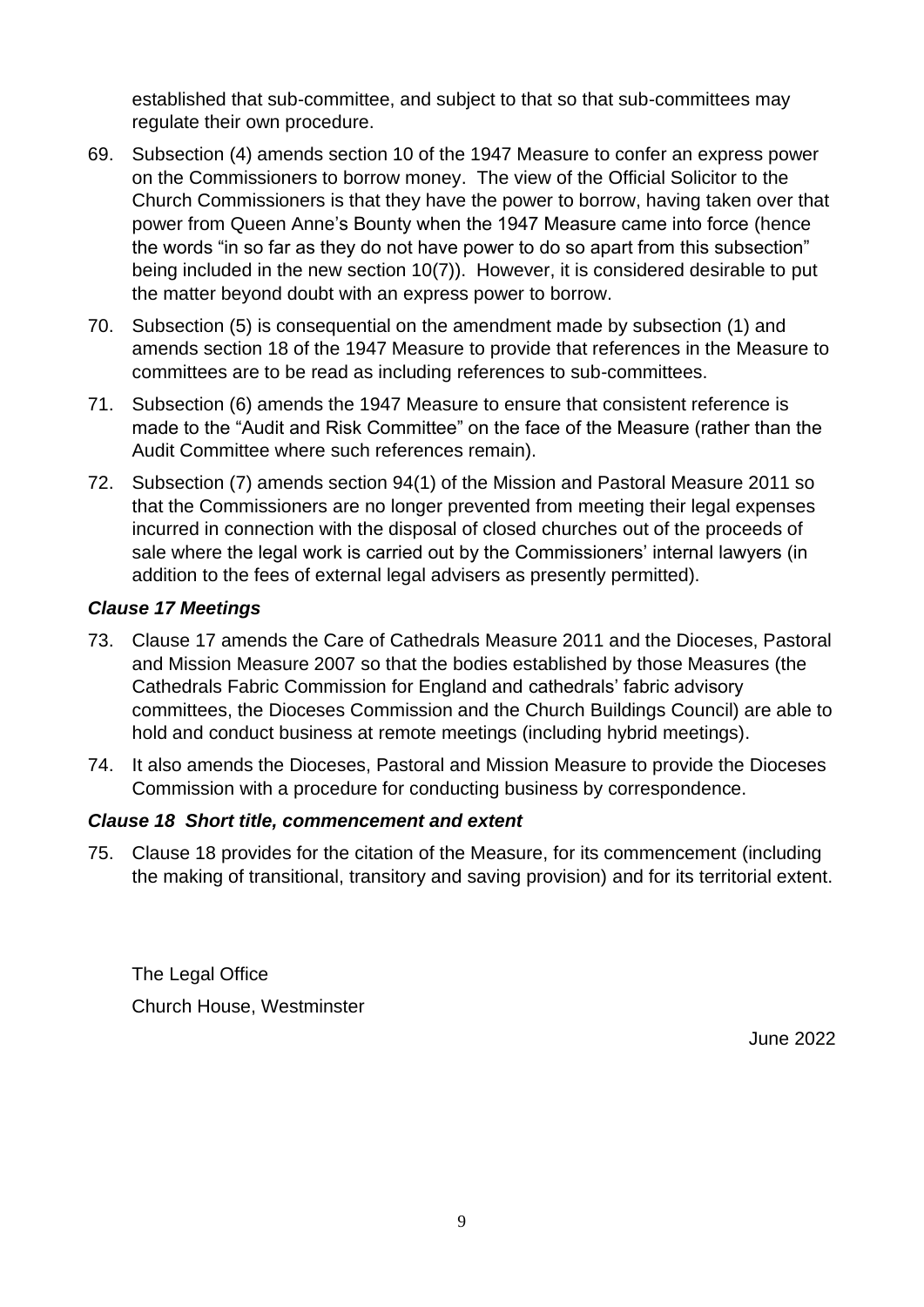established that sub-committee, and subject to that so that sub-committees may regulate their own procedure.

69. Subsection (4) amends section 10 of the 1947 Measure to confer an express power on the Commissioners to borrow money. The view of the Official Solicitor to the Church Commissioners is that they have the power to borrow, having taken over that power from Queen Anne's Bounty when the 1947 Measure came into force (hence the words "in so far as they do not have power to do so apart from this subsection" being included in the new section 10(7)). However, it is considered desirable to put the matter beyond doubt with an express power to borrow.

70. Subsection (5) is consequential on the amendment made by subsection (1) and amends section 18 of the 1947 Measure to provide that references in the Measure to committees are to be read as including references to sub-committees.

71. Subsection (6) amends the 1947 Measure to ensure that consistent reference is made to the "Audit and Risk Committee" on the face of the Measure (rather than the Audit Committee where such references remain).

72. Subsection (7) amends section 94(1) of the Mission and Pastoral Measure 2011 so that the Commissioners are no longer prevented from meeting their legal expenses incurred in connection with the disposal of closed churches out of the proceeds of sale where the legal work is carried out by the Commissioners' internal lawyers (in addition to the fees of external legal advisers as presently permitted).

### *Clause 17 Meetings*

73. Clause 17 amends the Care of Cathedrals Measure 2011 and the Dioceses, Pastoral and Mission Measure 2007 so that the bodies established by those Measures (the Cathedrals Fabric Commission for England and cathedrals' fabric advisory committees, the Dioceses Commission and the Church Buildings Council) are able to hold and conduct business at remote meetings (including hybrid meetings).

74. It also amends the Dioceses, Pastoral and Mission Measure to provide the Dioceses Commission with a procedure for conducting business by correspondence.

### *Clause 18 Short title, commencement and extent*

75. Clause 18 provides for the citation of the Measure, for its commencement (including the making of transitional, transitory and saving provision) and for its territorial extent.

The Legal Office
Church House, Westminster

June 2022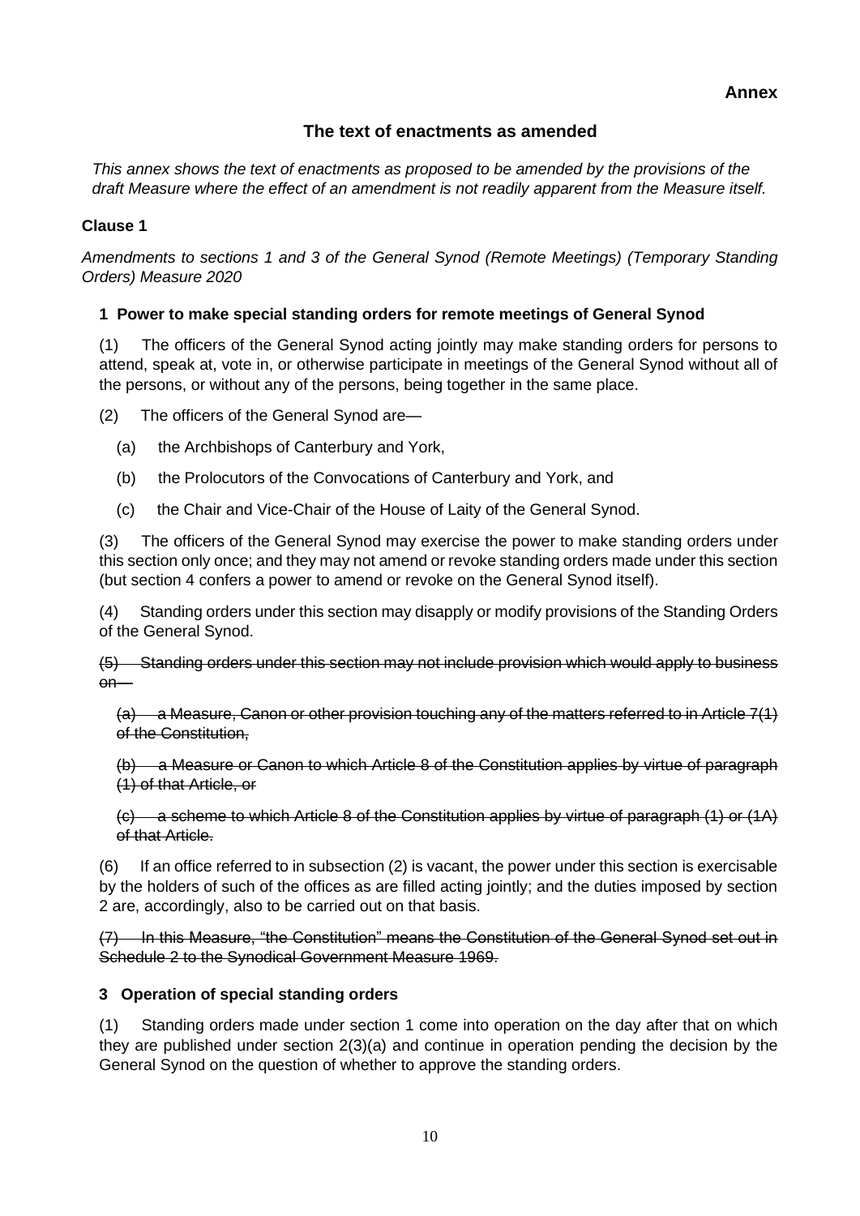**Annex**

## The text of enactments as amended

*This annex shows the text of enactments as proposed to be amended by the provisions of the draft Measure where the effect of an amendment is not readily apparent from the Measure itself.*

### Clause 1

*Amendments to sections 1 and 3 of the General Synod (Remote Meetings) (Temporary Standing Orders) Measure 2020*

#### 1 Power to make special standing orders for remote meetings of General Synod

(1) The officers of the General Synod acting jointly may make standing orders for persons to attend, speak at, vote in, or otherwise participate in meetings of the General Synod without all of the persons, or without any of the persons, being together in the same place.

(2) The officers of the General Synod are—

(a) the Archbishops of Canterbury and York,

(b) the Prolocutors of the Convocations of Canterbury and York, and

(c) the Chair and Vice-Chair of the House of Laity of the General Synod.

(3) The officers of the General Synod may exercise the power to make standing orders under this section only once; and they may not amend or revoke standing orders made under this section (but section 4 confers a power to amend or revoke on the General Synod itself).

(4) Standing orders under this section may disapply or modify provisions of the Standing Orders of the General Synod.

~~(5) Standing orders under this section may not include provision which would apply to business on—~~

~~(a) a Measure, Canon or other provision touching any of the matters referred to in Article 7(1) of the Constitution,~~

~~(b) a Measure or Canon to which Article 8 of the Constitution applies by virtue of paragraph (1) of that Article, or~~

~~(c) a scheme to which Article 8 of the Constitution applies by virtue of paragraph (1) or (1A) of that Article.~~

(6) If an office referred to in subsection (2) is vacant, the power under this section is exercisable by the holders of such of the offices as are filled acting jointly; and the duties imposed by section 2 are, accordingly, also to be carried out on that basis.

~~(7) In this Measure, "the Constitution" means the Constitution of the General Synod set out in Schedule 2 to the Synodical Government Measure 1969.~~

#### 3 Operation of special standing orders

(1) Standing orders made under section 1 come into operation on the day after that on which they are published under section 2(3)(a) and continue in operation pending the decision by the General Synod on the question of whether to approve the standing orders.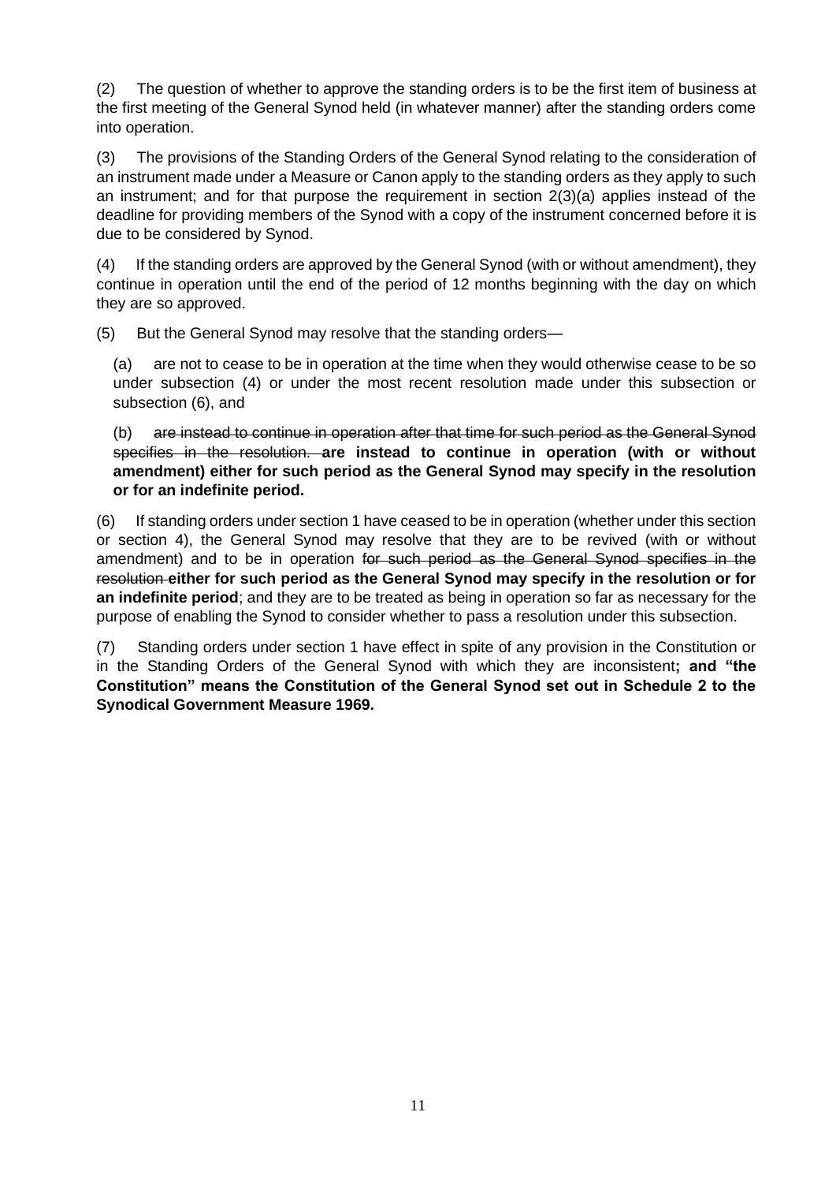(2) The question of whether to approve the standing orders is to be the first item of business at the first meeting of the General Synod held (in whatever manner) after the standing orders come into operation.

(3) The provisions of the Standing Orders of the General Synod relating to the consideration of an instrument made under a Measure or Canon apply to the standing orders as they apply to such an instrument; and for that purpose the requirement in section 2(3)(a) applies instead of the deadline for providing members of the Synod with a copy of the instrument concerned before it is due to be considered by Synod.

(4) If the standing orders are approved by the General Synod (with or without amendment), they continue in operation until the end of the period of 12 months beginning with the day on which they are so approved.

(5) But the General Synod may resolve that the standing orders—

(a) are not to cease to be in operation at the time when they would otherwise cease to be so under subsection (4) or under the most recent resolution made under this subsection or subsection (6), and

(b) ~~are instead to continue in operation after that time for such period as the General Synod specifies in the resolution.~~ **are instead to continue in operation (with or without amendment) either for such period as the General Synod may specify in the resolution or for an indefinite period.**

(6) If standing orders under section 1 have ceased to be in operation (whether under this section or section 4), the General Synod may resolve that they are to be revived (with or without amendment) and to be in operation ~~for such period as the General Synod specifies in the resolution~~ **either for such period as the General Synod may specify in the resolution or for an indefinite period**; and they are to be treated as being in operation so far as necessary for the purpose of enabling the Synod to consider whether to pass a resolution under this subsection.

(7) Standing orders under section 1 have effect in spite of any provision in the Constitution or in the Standing Orders of the General Synod with which they are inconsistent**; and "the Constitution" means the Constitution of the General Synod set out in Schedule 2 to the Synodical Government Measure 1969.**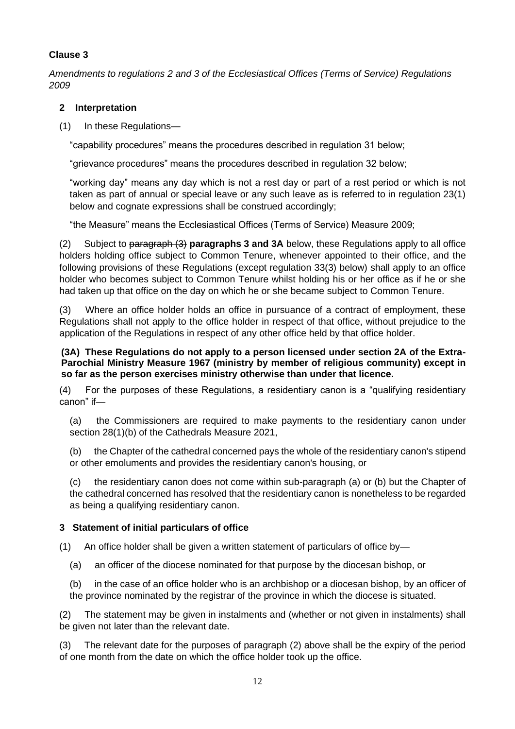**Clause 3**

*Amendments to regulations 2 and 3 of the Ecclesiastical Offices (Terms of Service) Regulations 2009*

### 2 Interpretation

(1) In these Regulations—

"capability procedures" means the procedures described in regulation 31 below;

"grievance procedures" means the procedures described in regulation 32 below;

"working day" means any day which is not a rest day or part of a rest period or which is not taken as part of annual or special leave or any such leave as is referred to in regulation 23(1) below and cognate expressions shall be construed accordingly;

"the Measure" means the Ecclesiastical Offices (Terms of Service) Measure 2009;

(2) Subject to ~~paragraph (3)~~ **paragraphs 3 and 3A** below, these Regulations apply to all office holders holding office subject to Common Tenure, whenever appointed to their office, and the following provisions of these Regulations (except regulation 33(3) below) shall apply to an office holder who becomes subject to Common Tenure whilst holding his or her office as if he or she had taken up that office on the day on which he or she became subject to Common Tenure.

(3) Where an office holder holds an office in pursuance of a contract of employment, these Regulations shall not apply to the office holder in respect of that office, without prejudice to the application of the Regulations in respect of any other office held by that office holder.

**(3A) These Regulations do not apply to a person licensed under section 2A of the Extra-Parochial Ministry Measure 1967 (ministry by member of religious community) except in so far as the person exercises ministry otherwise than under that licence.**

(4) For the purposes of these Regulations, a residentiary canon is a "qualifying residentiary canon" if—

(a) the Commissioners are required to make payments to the residentiary canon under section 28(1)(b) of the Cathedrals Measure 2021,

(b) the Chapter of the cathedral concerned pays the whole of the residentiary canon's stipend or other emoluments and provides the residentiary canon's housing, or

(c) the residentiary canon does not come within sub-paragraph (a) or (b) but the Chapter of the cathedral concerned has resolved that the residentiary canon is nonetheless to be regarded as being a qualifying residentiary canon.

### 3 Statement of initial particulars of office

(1) An office holder shall be given a written statement of particulars of office by—

(a) an officer of the diocese nominated for that purpose by the diocesan bishop, or

(b) in the case of an office holder who is an archbishop or a diocesan bishop, by an officer of the province nominated by the registrar of the province in which the diocese is situated.

(2) The statement may be given in instalments and (whether or not given in instalments) shall be given not later than the relevant date.

(3) The relevant date for the purposes of paragraph (2) above shall be the expiry of the period of one month from the date on which the office holder took up the office.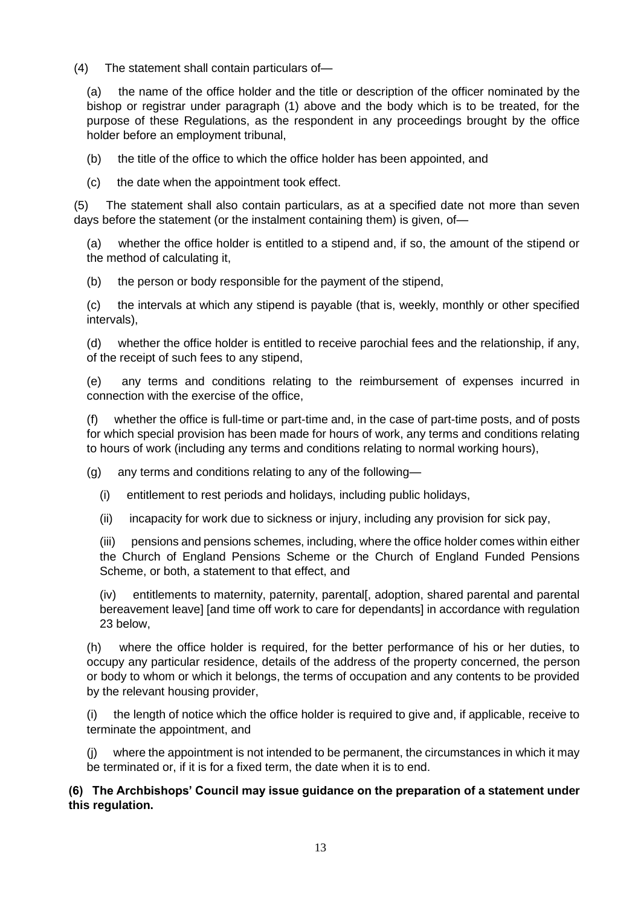(4) The statement shall contain particulars of—

(a) the name of the office holder and the title or description of the officer nominated by the bishop or registrar under paragraph (1) above and the body which is to be treated, for the purpose of these Regulations, as the respondent in any proceedings brought by the office holder before an employment tribunal,

(b) the title of the office to which the office holder has been appointed, and

(c) the date when the appointment took effect.

(5) The statement shall also contain particulars, as at a specified date not more than seven days before the statement (or the instalment containing them) is given, of—

(a) whether the office holder is entitled to a stipend and, if so, the amount of the stipend or the method of calculating it,

(b) the person or body responsible for the payment of the stipend,

(c) the intervals at which any stipend is payable (that is, weekly, monthly or other specified intervals),

(d) whether the office holder is entitled to receive parochial fees and the relationship, if any, of the receipt of such fees to any stipend,

(e) any terms and conditions relating to the reimbursement of expenses incurred in connection with the exercise of the office,

(f) whether the office is full-time or part-time and, in the case of part-time posts, and of posts for which special provision has been made for hours of work, any terms and conditions relating to hours of work (including any terms and conditions relating to normal working hours),

(g) any terms and conditions relating to any of the following—

(i) entitlement to rest periods and holidays, including public holidays,

(ii) incapacity for work due to sickness or injury, including any provision for sick pay,

(iii) pensions and pensions schemes, including, where the office holder comes within either the Church of England Pensions Scheme or the Church of England Funded Pensions Scheme, or both, a statement to that effect, and

(iv) entitlements to maternity, paternity, parental[, adoption, shared parental and parental bereavement leave] [and time off work to care for dependants] in accordance with regulation 23 below,

(h) where the office holder is required, for the better performance of his or her duties, to occupy any particular residence, details of the address of the property concerned, the person or body to whom or which it belongs, the terms of occupation and any contents to be provided by the relevant housing provider,

(i) the length of notice which the office holder is required to give and, if applicable, receive to terminate the appointment, and

(j) where the appointment is not intended to be permanent, the circumstances in which it may be terminated or, if it is for a fixed term, the date when it is to end.

**(6) The Archbishops' Council may issue guidance on the preparation of a statement under this regulation.**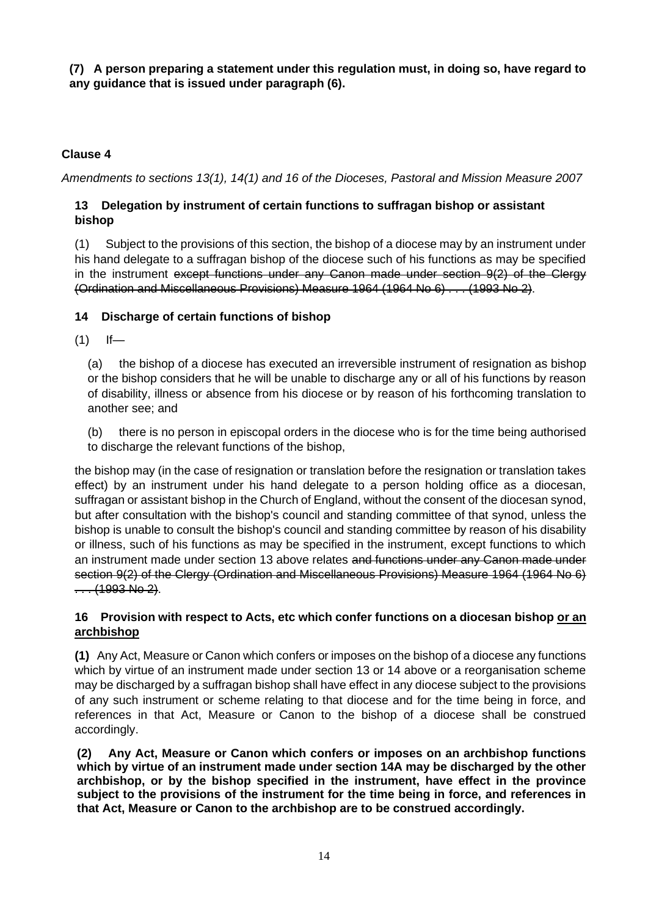**(7) A person preparing a statement under this regulation must, in doing so, have regard to any guidance that is issued under paragraph (6).**

### Clause 4

*Amendments to sections 13(1), 14(1) and 16 of the Dioceses, Pastoral and Mission Measure 2007*

#### 13 Delegation by instrument of certain functions to suffragan bishop or assistant bishop

(1) Subject to the provisions of this section, the bishop of a diocese may by an instrument under his hand delegate to a suffragan bishop of the diocese such of his functions as may be specified in the instrument ~~except functions under any Canon made under section 9(2) of the Clergy (Ordination and Miscellaneous Provisions) Measure 1964 (1964 No 6) . . . (1993 No 2)~~.

#### 14 Discharge of certain functions of bishop

(1) If—

(a) the bishop of a diocese has executed an irreversible instrument of resignation as bishop or the bishop considers that he will be unable to discharge any or all of his functions by reason of disability, illness or absence from his diocese or by reason of his forthcoming translation to another see; and

(b) there is no person in episcopal orders in the diocese who is for the time being authorised to discharge the relevant functions of the bishop,

the bishop may (in the case of resignation or translation before the resignation or translation takes effect) by an instrument under his hand delegate to a person holding office as a diocesan, suffragan or assistant bishop in the Church of England, without the consent of the diocesan synod, but after consultation with the bishop's council and standing committee of that synod, unless the bishop is unable to consult the bishop's council and standing committee by reason of his disability or illness, such of his functions as may be specified in the instrument, except functions to which an instrument made under section 13 above relates ~~and functions under any Canon made under section 9(2) of the Clergy (Ordination and Miscellaneous Provisions) Measure 1964 (1964 No 6) . . . (1993 No 2)~~.

#### 16 Provision with respect to Acts, etc which confer functions on a diocesan bishop <u>or an archbishop</u>

**(1)** Any Act, Measure or Canon which confers or imposes on the bishop of a diocese any functions which by virtue of an instrument made under section 13 or 14 above or a reorganisation scheme may be discharged by a suffragan bishop shall have effect in any diocese subject to the provisions of any such instrument or scheme relating to that diocese and for the time being in force, and references in that Act, Measure or Canon to the bishop of a diocese shall be construed accordingly.

**(2) Any Act, Measure or Canon which confers or imposes on an archbishop functions which by virtue of an instrument made under section 14A may be discharged by the other archbishop, or by the bishop specified in the instrument, have effect in the province subject to the provisions of the instrument for the time being in force, and references in that Act, Measure or Canon to the archbishop are to be construed accordingly.**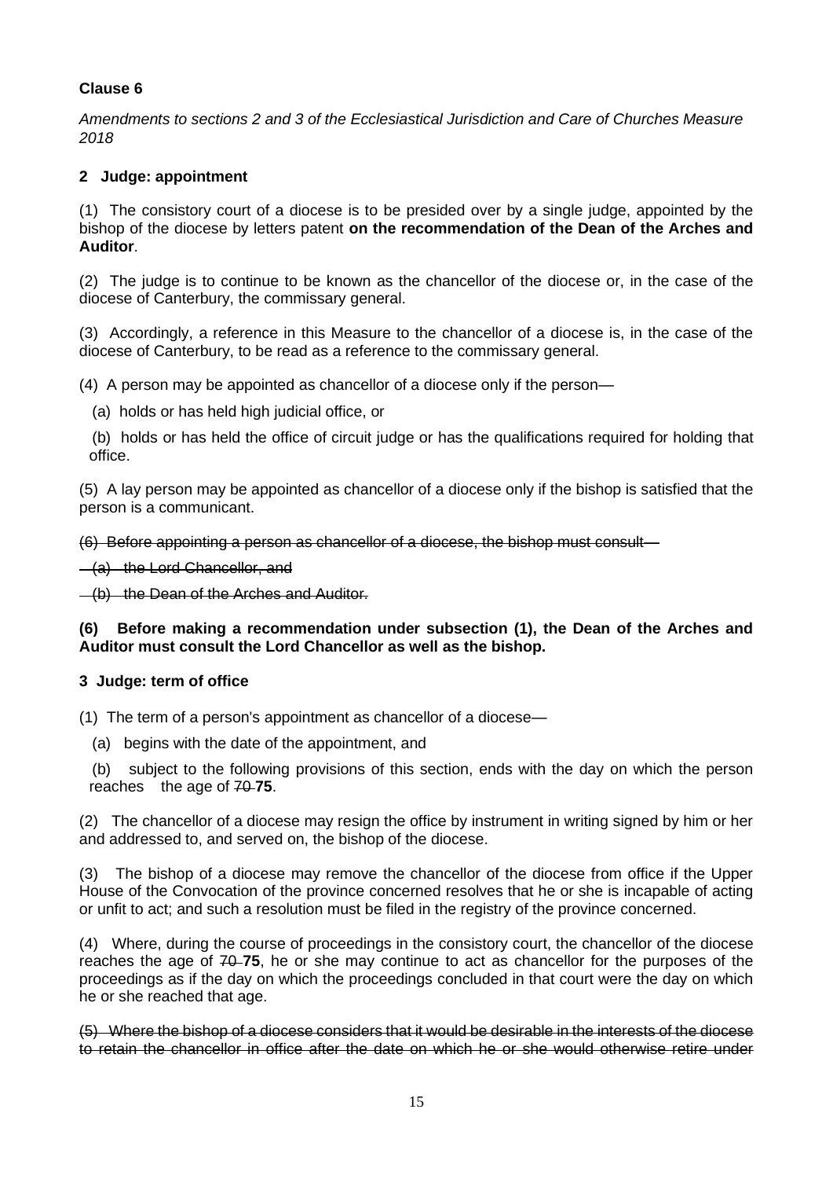**Clause 6**

*Amendments to sections 2 and 3 of the Ecclesiastical Jurisdiction and Care of Churches Measure 2018*

**2 Judge: appointment**

(1) The consistory court of a diocese is to be presided over by a single judge, appointed by the bishop of the diocese by letters patent **on the recommendation of the Dean of the Arches and Auditor**.

(2) The judge is to continue to be known as the chancellor of the diocese or, in the case of the diocese of Canterbury, the commissary general.

(3) Accordingly, a reference in this Measure to the chancellor of a diocese is, in the case of the diocese of Canterbury, to be read as a reference to the commissary general.

(4) A person may be appointed as chancellor of a diocese only if the person—

(a) holds or has held high judicial office, or

(b) holds or has held the office of circuit judge or has the qualifications required for holding that office.

(5) A lay person may be appointed as chancellor of a diocese only if the bishop is satisfied that the person is a communicant.

~~(6) Before appointing a person as chancellor of a diocese, the bishop must consult—~~

~~(a) the Lord Chancellor, and~~

~~(b) the Dean of the Arches and Auditor.~~

**(6) Before making a recommendation under subsection (1), the Dean of the Arches and Auditor must consult the Lord Chancellor as well as the bishop.**

**3 Judge: term of office**

(1) The term of a person's appointment as chancellor of a diocese—

(a) begins with the date of the appointment, and

(b) subject to the following provisions of this section, ends with the day on which the person reaches the age of ~~70~~ **75**.

(2) The chancellor of a diocese may resign the office by instrument in writing signed by him or her and addressed to, and served on, the bishop of the diocese.

(3) The bishop of a diocese may remove the chancellor of the diocese from office if the Upper House of the Convocation of the province concerned resolves that he or she is incapable of acting or unfit to act; and such a resolution must be filed in the registry of the province concerned.

(4) Where, during the course of proceedings in the consistory court, the chancellor of the diocese reaches the age of ~~70~~ **75**, he or she may continue to act as chancellor for the purposes of the proceedings as if the day on which the proceedings concluded in that court were the day on which he or she reached that age.

~~(5) Where the bishop of a diocese considers that it would be desirable in the interests of the diocese to retain the chancellor in office after the date on which he or she would otherwise retire under~~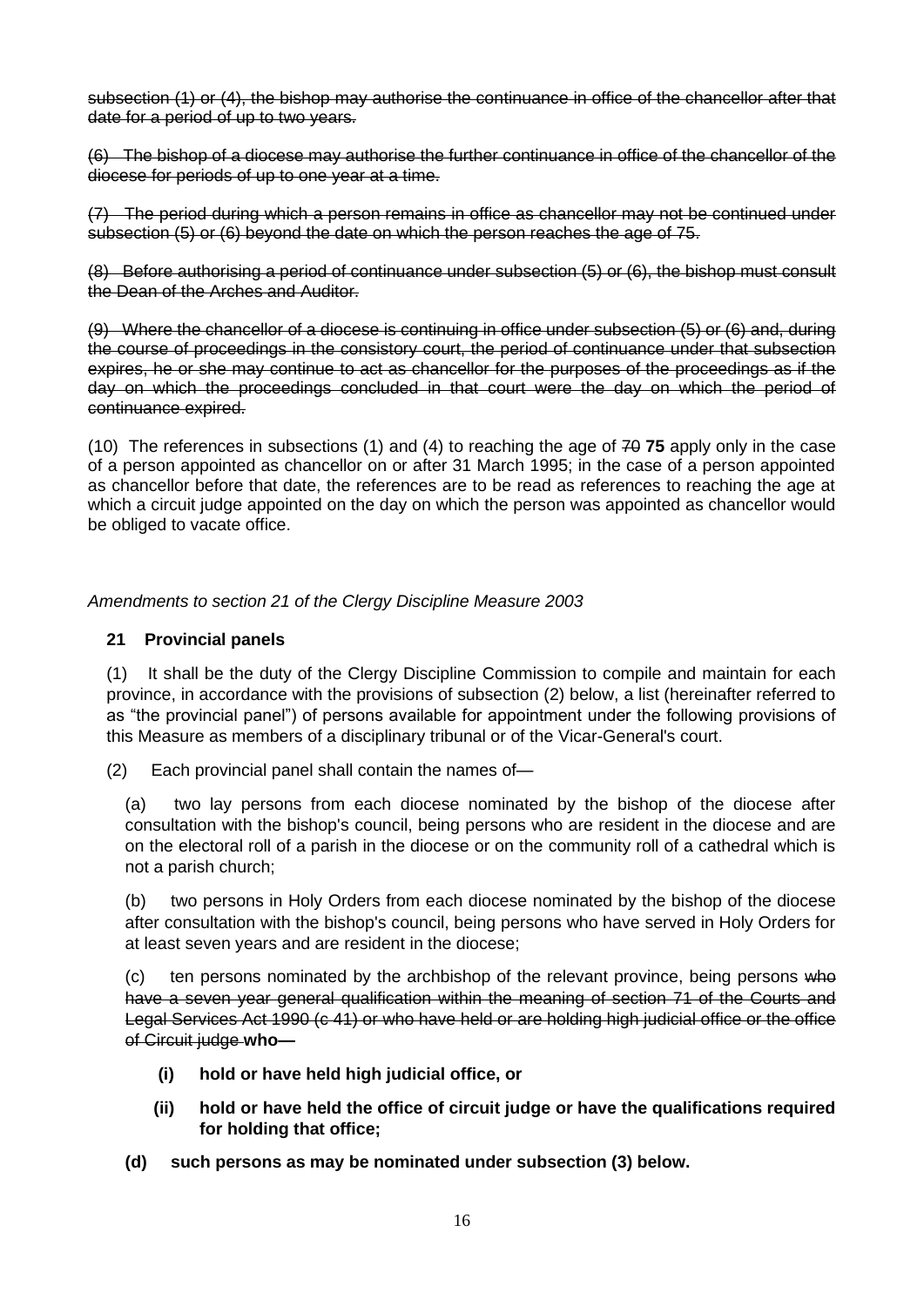~~subsection (1) or (4), the bishop may authorise the continuance in office of the chancellor after that date for a period of up to two years.~~

~~(6) The bishop of a diocese may authorise the further continuance in office of the chancellor of the diocese for periods of up to one year at a time.~~

~~(7) The period during which a person remains in office as chancellor may not be continued under subsection (5) or (6) beyond the date on which the person reaches the age of 75.~~

~~(8) Before authorising a period of continuance under subsection (5) or (6), the bishop must consult the Dean of the Arches and Auditor.~~

~~(9) Where the chancellor of a diocese is continuing in office under subsection (5) or (6) and, during the course of proceedings in the consistory court, the period of continuance under that subsection expires, he or she may continue to act as chancellor for the purposes of the proceedings as if the day on which the proceedings concluded in that court were the day on which the period of continuance expired.~~

(10) The references in subsections (1) and (4) to reaching the age of ~~70~~ **75** apply only in the case of a person appointed as chancellor on or after 31 March 1995; in the case of a person appointed as chancellor before that date, the references are to be read as references to reaching the age at which a circuit judge appointed on the day on which the person was appointed as chancellor would be obliged to vacate office.

*Amendments to section 21 of the Clergy Discipline Measure 2003*

**21 Provincial panels**

(1) It shall be the duty of the Clergy Discipline Commission to compile and maintain for each province, in accordance with the provisions of subsection (2) below, a list (hereinafter referred to as "the provincial panel") of persons available for appointment under the following provisions of this Measure as members of a disciplinary tribunal or of the Vicar-General's court.

(2) Each provincial panel shall contain the names of—

(a) two lay persons from each diocese nominated by the bishop of the diocese after consultation with the bishop's council, being persons who are resident in the diocese and are on the electoral roll of a parish in the diocese or on the community roll of a cathedral which is not a parish church;

(b) two persons in Holy Orders from each diocese nominated by the bishop of the diocese after consultation with the bishop's council, being persons who have served in Holy Orders for at least seven years and are resident in the diocese;

(c) ten persons nominated by the archbishop of the relevant province, being persons ~~who have a seven year general qualification within the meaning of section 71 of the Courts and Legal Services Act 1990 (c 41) or who have held or are holding high judicial office or the office of Circuit judge~~ **who—**

**(i) hold or have held high judicial office, or**

**(ii) hold or have held the office of circuit judge or have the qualifications required for holding that office;**

**(d) such persons as may be nominated under subsection (3) below.**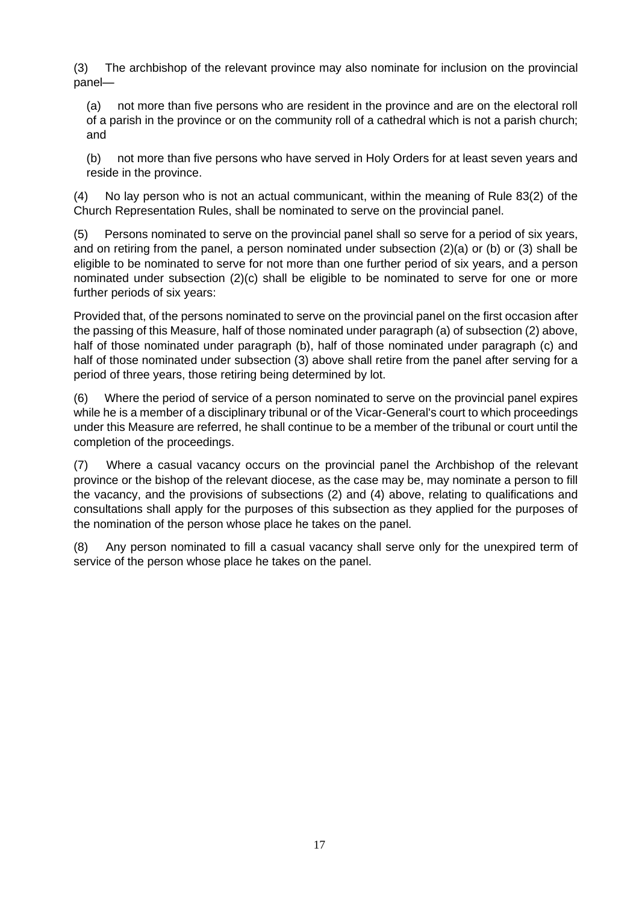(3) The archbishop of the relevant province may also nominate for inclusion on the provincial panel—

(a) not more than five persons who are resident in the province and are on the electoral roll of a parish in the province or on the community roll of a cathedral which is not a parish church; and

(b) not more than five persons who have served in Holy Orders for at least seven years and reside in the province.

(4) No lay person who is not an actual communicant, within the meaning of Rule 83(2) of the Church Representation Rules, shall be nominated to serve on the provincial panel.

(5) Persons nominated to serve on the provincial panel shall so serve for a period of six years, and on retiring from the panel, a person nominated under subsection (2)(a) or (b) or (3) shall be eligible to be nominated to serve for not more than one further period of six years, and a person nominated under subsection (2)(c) shall be eligible to be nominated to serve for one or more further periods of six years:

Provided that, of the persons nominated to serve on the provincial panel on the first occasion after the passing of this Measure, half of those nominated under paragraph (a) of subsection (2) above, half of those nominated under paragraph (b), half of those nominated under paragraph (c) and half of those nominated under subsection (3) above shall retire from the panel after serving for a period of three years, those retiring being determined by lot.

(6) Where the period of service of a person nominated to serve on the provincial panel expires while he is a member of a disciplinary tribunal or of the Vicar-General's court to which proceedings under this Measure are referred, he shall continue to be a member of the tribunal or court until the completion of the proceedings.

(7) Where a casual vacancy occurs on the provincial panel the Archbishop of the relevant province or the bishop of the relevant diocese, as the case may be, may nominate a person to fill the vacancy, and the provisions of subsections (2) and (4) above, relating to qualifications and consultations shall apply for the purposes of this subsection as they applied for the purposes of the nomination of the person whose place he takes on the panel.

(8) Any person nominated to fill a casual vacancy shall serve only for the unexpired term of service of the person whose place he takes on the panel.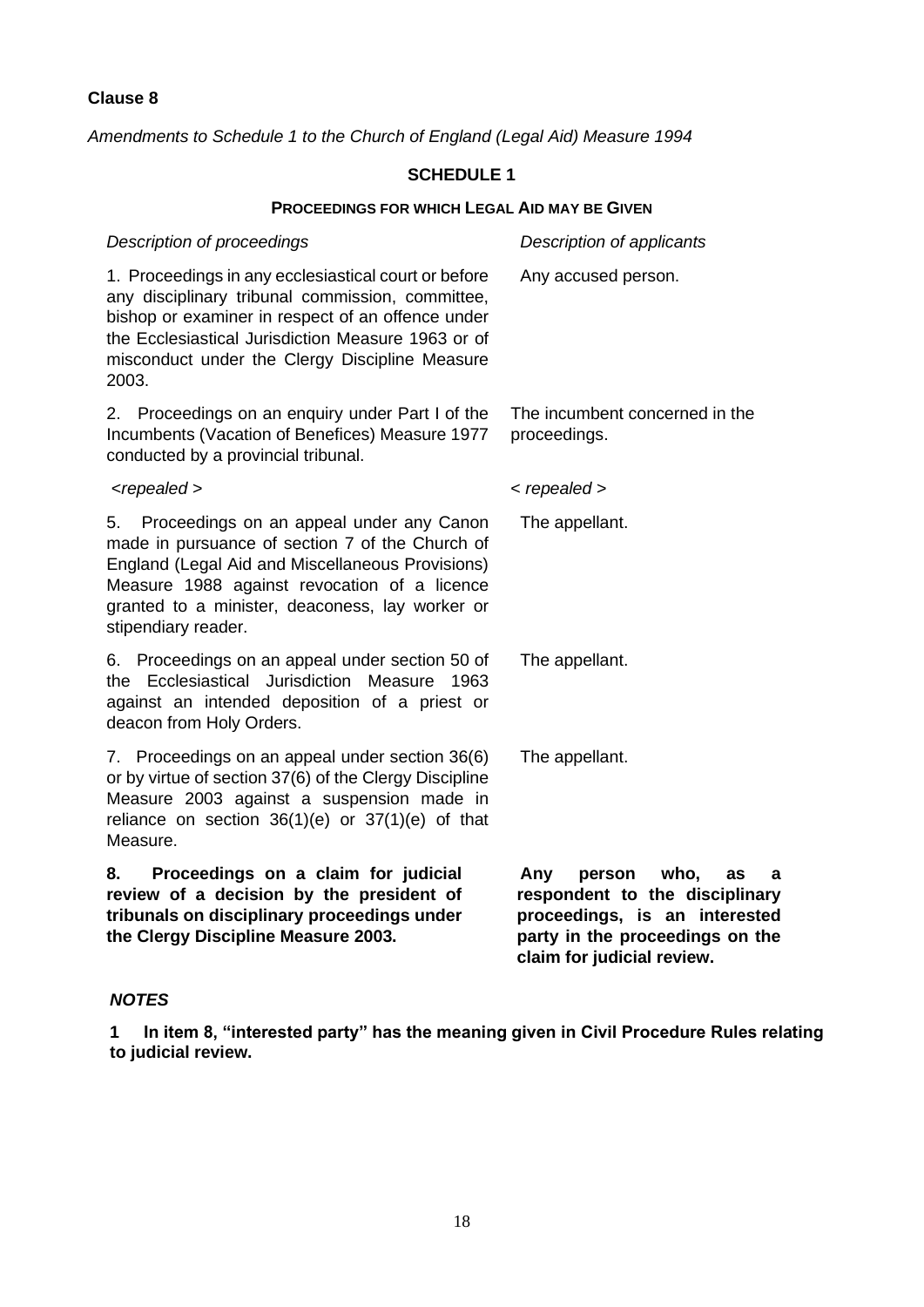**Clause 8**

*Amendments to Schedule 1 to the Church of England (Legal Aid) Measure 1994*

## SCHEDULE 1

### PROCEEDINGS FOR WHICH LEGAL AID MAY BE GIVEN

| *Description of proceedings* | *Description of applicants* |
| --- | --- |
| 1. Proceedings in any ecclesiastical court or before any disciplinary tribunal commission, committee, bishop or examiner in respect of an offence under the Ecclesiastical Jurisdiction Measure 1963 or of misconduct under the Clergy Discipline Measure 2003. | Any accused person. |
| 2. Proceedings on an enquiry under Part I of the Incumbents (Vacation of Benefices) Measure 1977 conducted by a provincial tribunal. | The incumbent concerned in the proceedings. |
| *<repealed >* | *< repealed >* |
| 5. Proceedings on an appeal under any Canon made in pursuance of section 7 of the Church of England (Legal Aid and Miscellaneous Provisions) Measure 1988 against revocation of a licence granted to a minister, deaconess, lay worker or stipendiary reader. | The appellant. |
| 6. Proceedings on an appeal under section 50 of the Ecclesiastical Jurisdiction Measure 1963 against an intended deposition of a priest or deacon from Holy Orders. | The appellant. |
| 7. Proceedings on an appeal under section 36(6) or by virtue of section 37(6) of the Clergy Discipline Measure 2003 against a suspension made in reliance on section 36(1)(e) or 37(1)(e) of that Measure. | The appellant. |
| **8. Proceedings on a claim for judicial review of a decision by the president of tribunals on disciplinary proceedings under the Clergy Discipline Measure 2003.** | **Any person who, as a respondent to the disciplinary proceedings, is an interested party in the proceedings on the claim for judicial review.** |

***NOTES***

**1 In item 8, "interested party" has the meaning given in Civil Procedure Rules relating to judicial review.**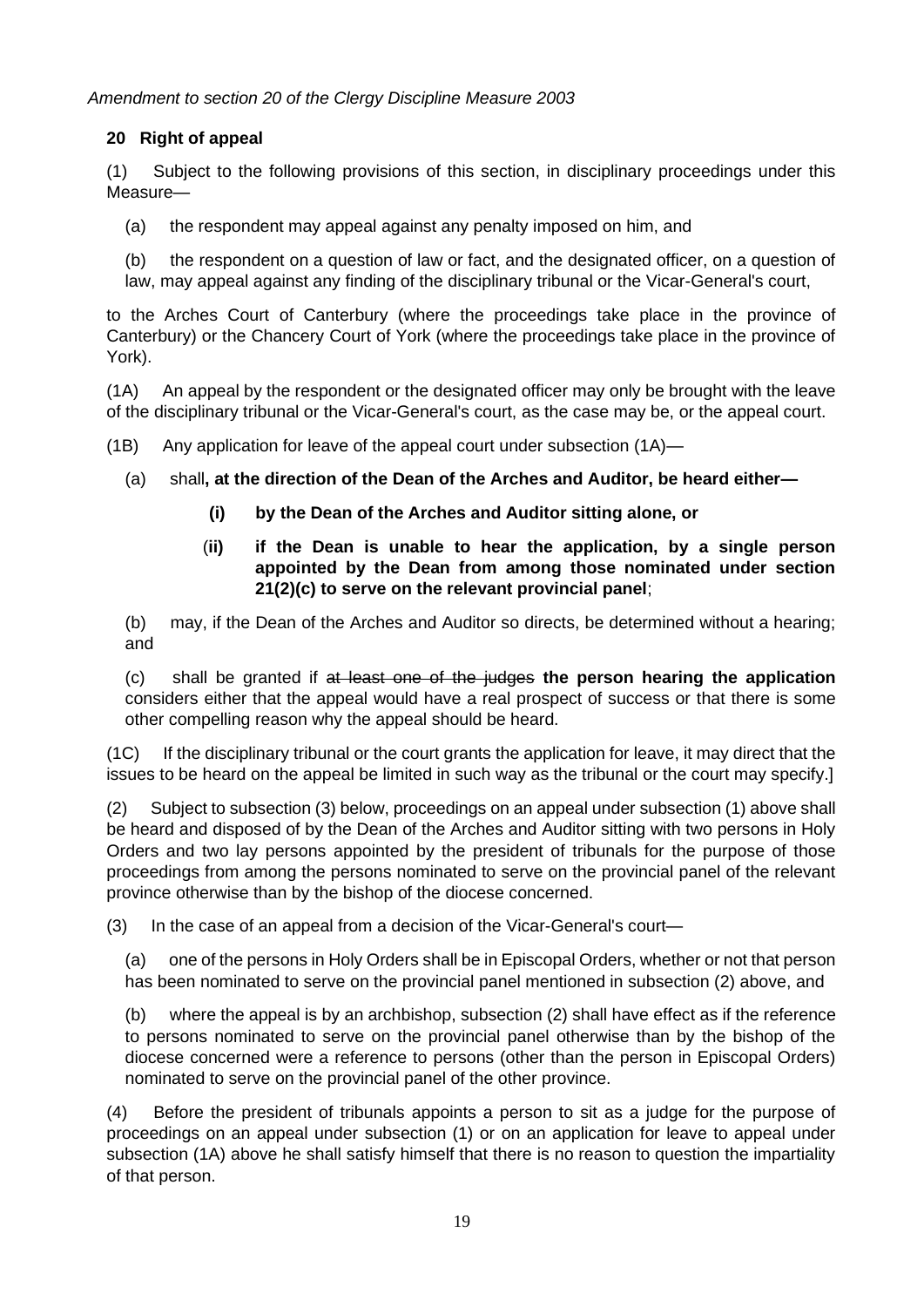*Amendment to section 20 of the Clergy Discipline Measure 2003*

**20 Right of appeal**

(1) Subject to the following provisions of this section, in disciplinary proceedings under this Measure—

(a) the respondent may appeal against any penalty imposed on him, and

(b) the respondent on a question of law or fact, and the designated officer, on a question of law, may appeal against any finding of the disciplinary tribunal or the Vicar-General's court,

to the Arches Court of Canterbury (where the proceedings take place in the province of Canterbury) or the Chancery Court of York (where the proceedings take place in the province of York).

(1A) An appeal by the respondent or the designated officer may only be brought with the leave of the disciplinary tribunal or the Vicar-General's court, as the case may be, or the appeal court.

(1B) Any application for leave of the appeal court under subsection (1A)—

(a) shall**, at the direction of the Dean of the Arches and Auditor, be heard either—**

**(i) by the Dean of the Arches and Auditor sitting alone, or**

(**ii) if the Dean is unable to hear the application, by a single person appointed by the Dean from among those nominated under section 21(2)(c) to serve on the relevant provincial panel**;

(b) may, if the Dean of the Arches and Auditor so directs, be determined without a hearing; and

(c) shall be granted if ~~at least one of the judges~~ **the person hearing the application** considers either that the appeal would have a real prospect of success or that there is some other compelling reason why the appeal should be heard.

(1C) If the disciplinary tribunal or the court grants the application for leave, it may direct that the issues to be heard on the appeal be limited in such way as the tribunal or the court may specify.]

(2) Subject to subsection (3) below, proceedings on an appeal under subsection (1) above shall be heard and disposed of by the Dean of the Arches and Auditor sitting with two persons in Holy Orders and two lay persons appointed by the president of tribunals for the purpose of those proceedings from among the persons nominated to serve on the provincial panel of the relevant province otherwise than by the bishop of the diocese concerned.

(3) In the case of an appeal from a decision of the Vicar-General's court—

(a) one of the persons in Holy Orders shall be in Episcopal Orders, whether or not that person has been nominated to serve on the provincial panel mentioned in subsection (2) above, and

(b) where the appeal is by an archbishop, subsection (2) shall have effect as if the reference to persons nominated to serve on the provincial panel otherwise than by the bishop of the diocese concerned were a reference to persons (other than the person in Episcopal Orders) nominated to serve on the provincial panel of the other province.

(4) Before the president of tribunals appoints a person to sit as a judge for the purpose of proceedings on an appeal under subsection (1) or on an application for leave to appeal under subsection (1A) above he shall satisfy himself that there is no reason to question the impartiality of that person.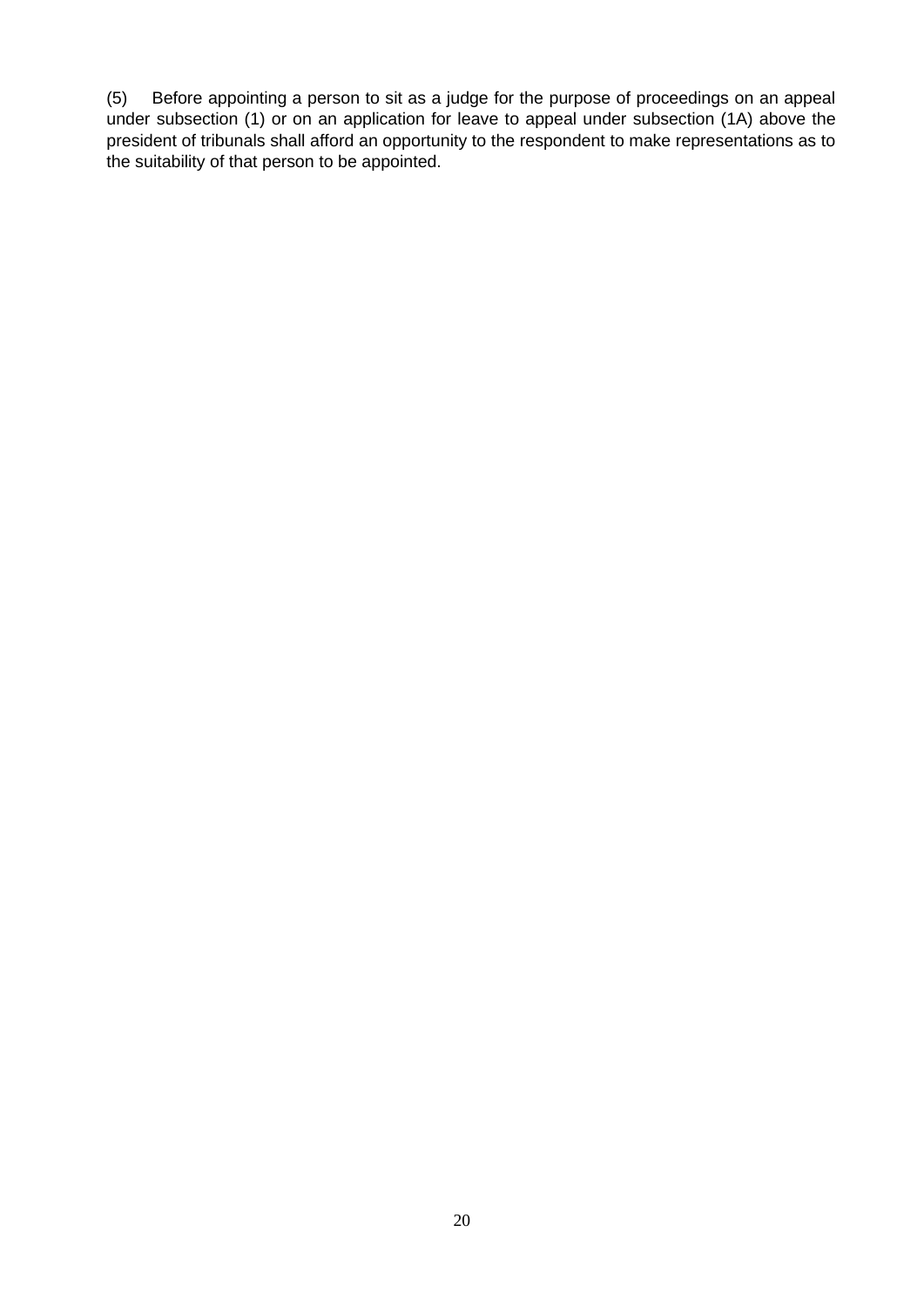(5) Before appointing a person to sit as a judge for the purpose of proceedings on an appeal under subsection (1) or on an application for leave to appeal under subsection (1A) above the president of tribunals shall afford an opportunity to the respondent to make representations as to the suitability of that person to be appointed.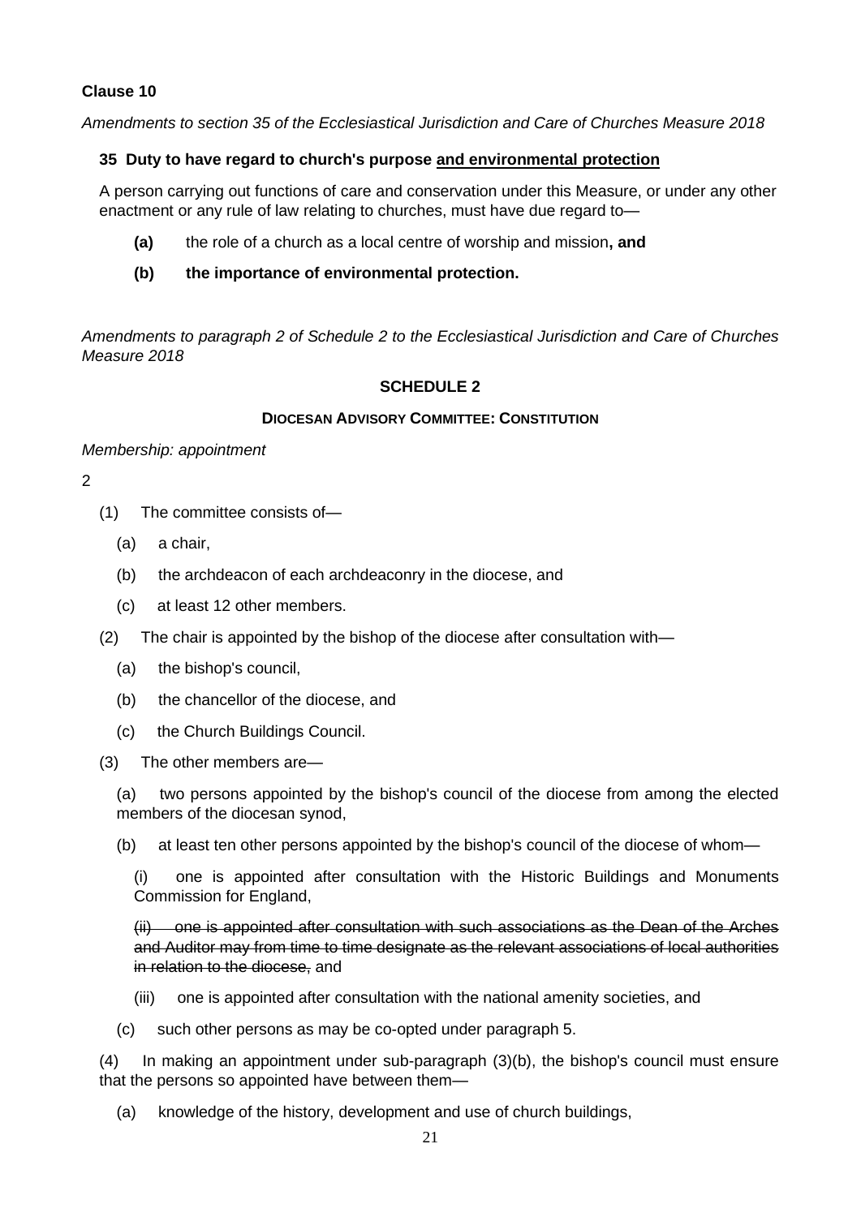**Clause 10**

*Amendments to section 35 of the Ecclesiastical Jurisdiction and Care of Churches Measure 2018*

**35 Duty to have regard to church's purpose <u>and environmental protection</u>**

A person carrying out functions of care and conservation under this Measure, or under any other enactment or any rule of law relating to churches, must have due regard to—

**(a)** the role of a church as a local centre of worship and mission**, and**

**(b) the importance of environmental protection.**

*Amendments to paragraph 2 of Schedule 2 to the Ecclesiastical Jurisdiction and Care of Churches Measure 2018*

**SCHEDULE 2**

**DIOCESAN ADVISORY COMMITTEE: CONSTITUTION**

*Membership: appointment*

2

(1) The committee consists of—

(a) a chair,

(b) the archdeacon of each archdeaconry in the diocese, and

(c) at least 12 other members.

(2) The chair is appointed by the bishop of the diocese after consultation with—

(a) the bishop's council,

(b) the chancellor of the diocese, and

(c) the Church Buildings Council.

(3) The other members are—

(a) two persons appointed by the bishop's council of the diocese from among the elected members of the diocesan synod,

(b) at least ten other persons appointed by the bishop's council of the diocese of whom—

(i) one is appointed after consultation with the Historic Buildings and Monuments Commission for England,

~~(ii) one is appointed after consultation with such associations as the Dean of the Arches and Auditor may from time to time designate as the relevant associations of local authorities in relation to the diocese,~~ and

(iii) one is appointed after consultation with the national amenity societies, and

(c) such other persons as may be co-opted under paragraph 5.

(4) In making an appointment under sub-paragraph (3)(b), the bishop's council must ensure that the persons so appointed have between them—

(a) knowledge of the history, development and use of church buildings,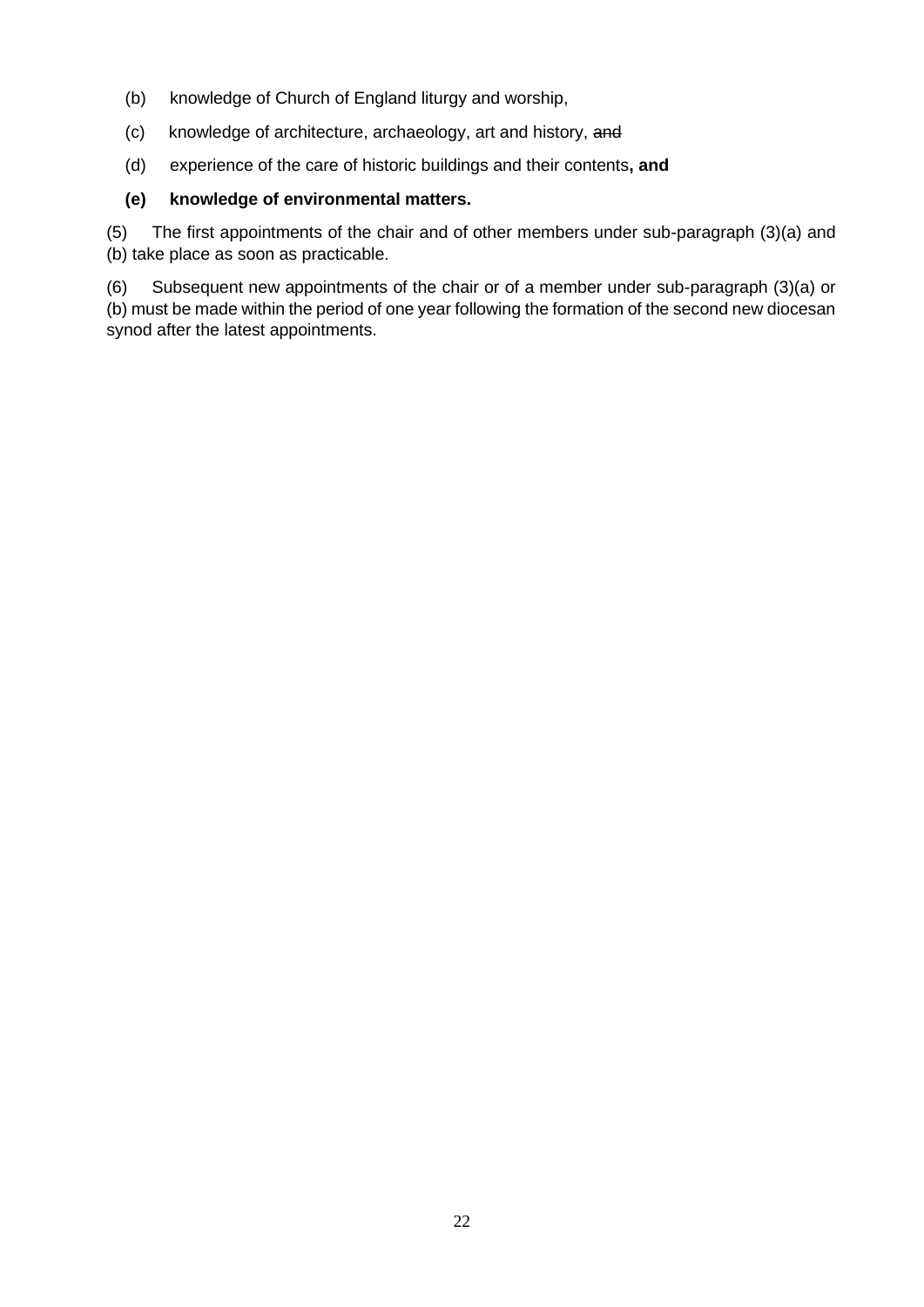(b) knowledge of Church of England liturgy and worship,

(c) knowledge of architecture, archaeology, art and history, ~~and~~

(d) experience of the care of historic buildings and their contents**, and**

**(e) knowledge of environmental matters.**

(5) The first appointments of the chair and of other members under sub-paragraph (3)(a) and (b) take place as soon as practicable.

(6) Subsequent new appointments of the chair or of a member under sub-paragraph (3)(a) or (b) must be made within the period of one year following the formation of the second new diocesan synod after the latest appointments.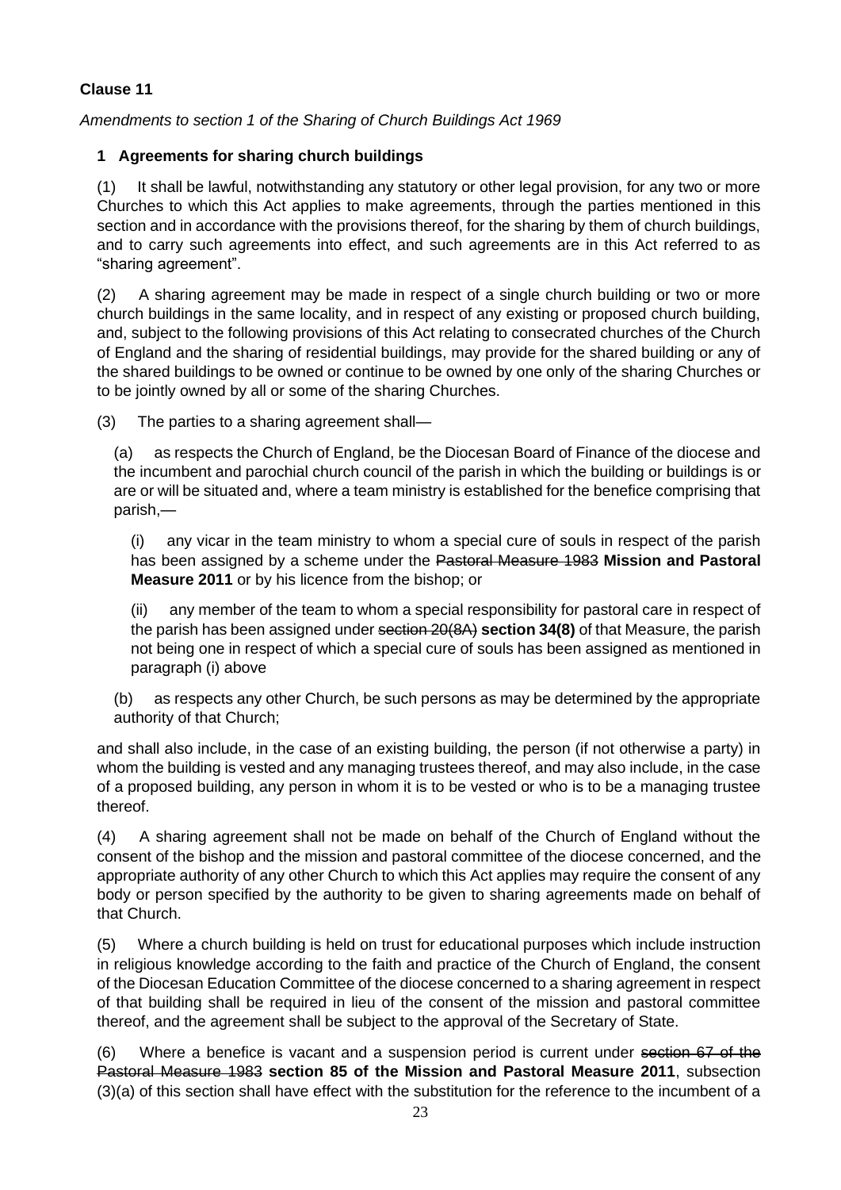**Clause 11**

*Amendments to section 1 of the Sharing of Church Buildings Act 1969*

**1 Agreements for sharing church buildings**

(1) It shall be lawful, notwithstanding any statutory or other legal provision, for any two or more Churches to which this Act applies to make agreements, through the parties mentioned in this section and in accordance with the provisions thereof, for the sharing by them of church buildings, and to carry such agreements into effect, and such agreements are in this Act referred to as "sharing agreement".

(2) A sharing agreement may be made in respect of a single church building or two or more church buildings in the same locality, and in respect of any existing or proposed church building, and, subject to the following provisions of this Act relating to consecrated churches of the Church of England and the sharing of residential buildings, may provide for the shared building or any of the shared buildings to be owned or continue to be owned by one only of the sharing Churches or to be jointly owned by all or some of the sharing Churches.

(3) The parties to a sharing agreement shall—

(a) as respects the Church of England, be the Diocesan Board of Finance of the diocese and the incumbent and parochial church council of the parish in which the building or buildings is or are or will be situated and, where a team ministry is established for the benefice comprising that parish,—

(i) any vicar in the team ministry to whom a special cure of souls in respect of the parish has been assigned by a scheme under the ~~Pastoral Measure 1983~~ **Mission and Pastoral Measure 2011** or by his licence from the bishop; or

(ii) any member of the team to whom a special responsibility for pastoral care in respect of the parish has been assigned under ~~section 20(8A)~~ **section 34(8)** of that Measure, the parish not being one in respect of which a special cure of souls has been assigned as mentioned in paragraph (i) above

(b) as respects any other Church, be such persons as may be determined by the appropriate authority of that Church;

and shall also include, in the case of an existing building, the person (if not otherwise a party) in whom the building is vested and any managing trustees thereof, and may also include, in the case of a proposed building, any person in whom it is to be vested or who is to be a managing trustee thereof.

(4) A sharing agreement shall not be made on behalf of the Church of England without the consent of the bishop and the mission and pastoral committee of the diocese concerned, and the appropriate authority of any other Church to which this Act applies may require the consent of any body or person specified by the authority to be given to sharing agreements made on behalf of that Church.

(5) Where a church building is held on trust for educational purposes which include instruction in religious knowledge according to the faith and practice of the Church of England, the consent of the Diocesan Education Committee of the diocese concerned to a sharing agreement in respect of that building shall be required in lieu of the consent of the mission and pastoral committee thereof, and the agreement shall be subject to the approval of the Secretary of State.

(6) Where a benefice is vacant and a suspension period is current under ~~section 67 of the Pastoral Measure 1983~~ **section 85 of the Mission and Pastoral Measure 2011**, subsection (3)(a) of this section shall have effect with the substitution for the reference to the incumbent of a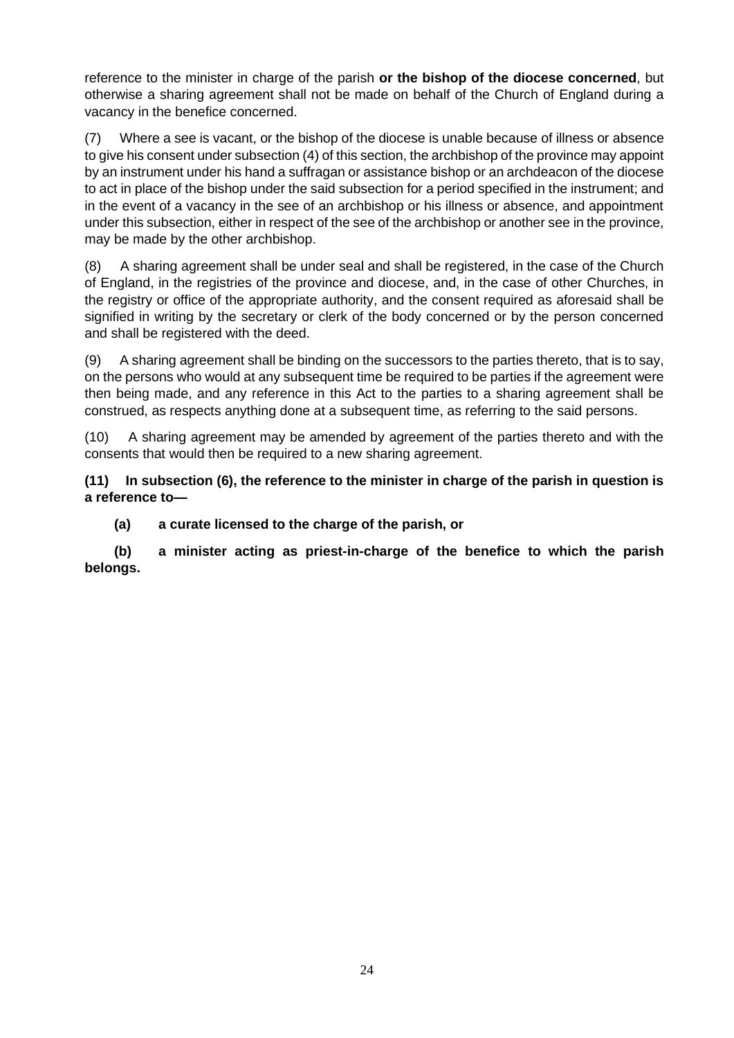reference to the minister in charge of the parish **or the bishop of the diocese concerned**, but otherwise a sharing agreement shall not be made on behalf of the Church of England during a vacancy in the benefice concerned.

(7) Where a see is vacant, or the bishop of the diocese is unable because of illness or absence to give his consent under subsection (4) of this section, the archbishop of the province may appoint by an instrument under his hand a suffragan or assistance bishop or an archdeacon of the diocese to act in place of the bishop under the said subsection for a period specified in the instrument; and in the event of a vacancy in the see of an archbishop or his illness or absence, and appointment under this subsection, either in respect of the see of the archbishop or another see in the province, may be made by the other archbishop.

(8) A sharing agreement shall be under seal and shall be registered, in the case of the Church of England, in the registries of the province and diocese, and, in the case of other Churches, in the registry or office of the appropriate authority, and the consent required as aforesaid shall be signified in writing by the secretary or clerk of the body concerned or by the person concerned and shall be registered with the deed.

(9) A sharing agreement shall be binding on the successors to the parties thereto, that is to say, on the persons who would at any subsequent time be required to be parties if the agreement were then being made, and any reference in this Act to the parties to a sharing agreement shall be construed, as respects anything done at a subsequent time, as referring to the said persons.

(10) A sharing agreement may be amended by agreement of the parties thereto and with the consents that would then be required to a new sharing agreement.

**(11) In subsection (6), the reference to the minister in charge of the parish in question is a reference to—**

**(a) a curate licensed to the charge of the parish, or**

**(b) a minister acting as priest-in-charge of the benefice to which the parish belongs.**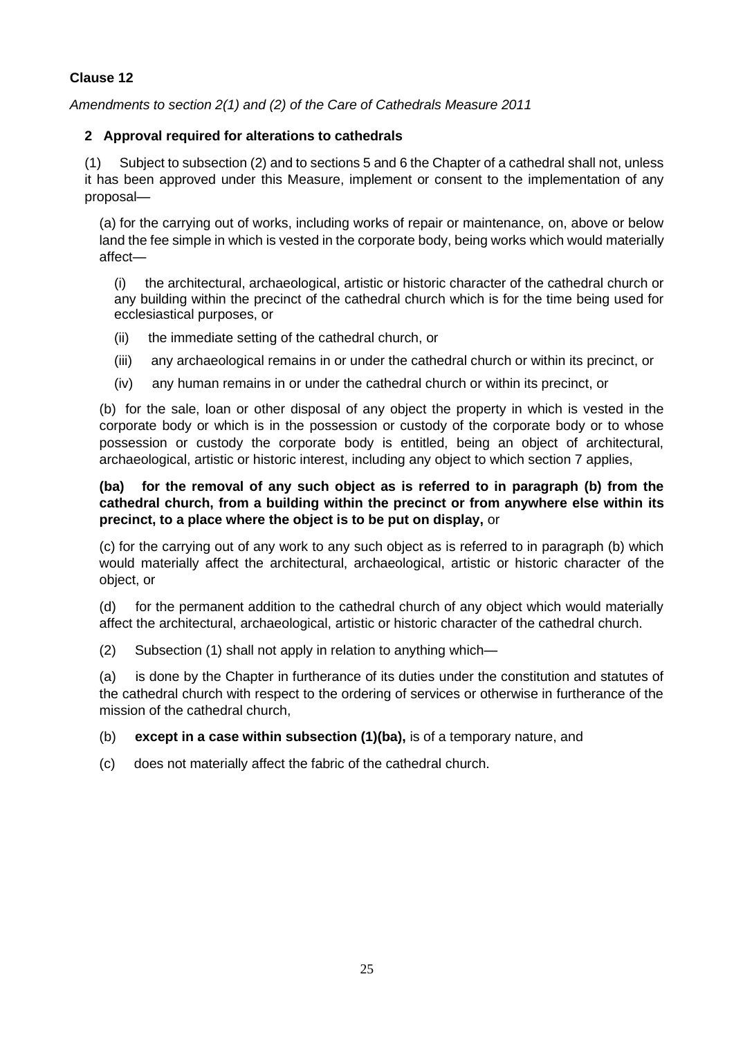**Clause 12**

*Amendments to section 2(1) and (2) of the Care of Cathedrals Measure 2011*

**2 Approval required for alterations to cathedrals**

(1) Subject to subsection (2) and to sections 5 and 6 the Chapter of a cathedral shall not, unless it has been approved under this Measure, implement or consent to the implementation of any proposal—

(a) for the carrying out of works, including works of repair or maintenance, on, above or below land the fee simple in which is vested in the corporate body, being works which would materially affect—

(i) the architectural, archaeological, artistic or historic character of the cathedral church or any building within the precinct of the cathedral church which is for the time being used for ecclesiastical purposes, or

(ii) the immediate setting of the cathedral church, or

(iii) any archaeological remains in or under the cathedral church or within its precinct, or

(iv) any human remains in or under the cathedral church or within its precinct, or

(b) for the sale, loan or other disposal of any object the property in which is vested in the corporate body or which is in the possession or custody of the corporate body or to whose possession or custody the corporate body is entitled, being an object of architectural, archaeological, artistic or historic interest, including any object to which section 7 applies,

**(ba) for the removal of any such object as is referred to in paragraph (b) from the cathedral church, from a building within the precinct or from anywhere else within its precinct, to a place where the object is to be put on display,** or

(c) for the carrying out of any work to any such object as is referred to in paragraph (b) which would materially affect the architectural, archaeological, artistic or historic character of the object, or

(d) for the permanent addition to the cathedral church of any object which would materially affect the architectural, archaeological, artistic or historic character of the cathedral church.

(2) Subsection (1) shall not apply in relation to anything which—

(a) is done by the Chapter in furtherance of its duties under the constitution and statutes of the cathedral church with respect to the ordering of services or otherwise in furtherance of the mission of the cathedral church,

(b) **except in a case within subsection (1)(ba),** is of a temporary nature, and

(c) does not materially affect the fabric of the cathedral church.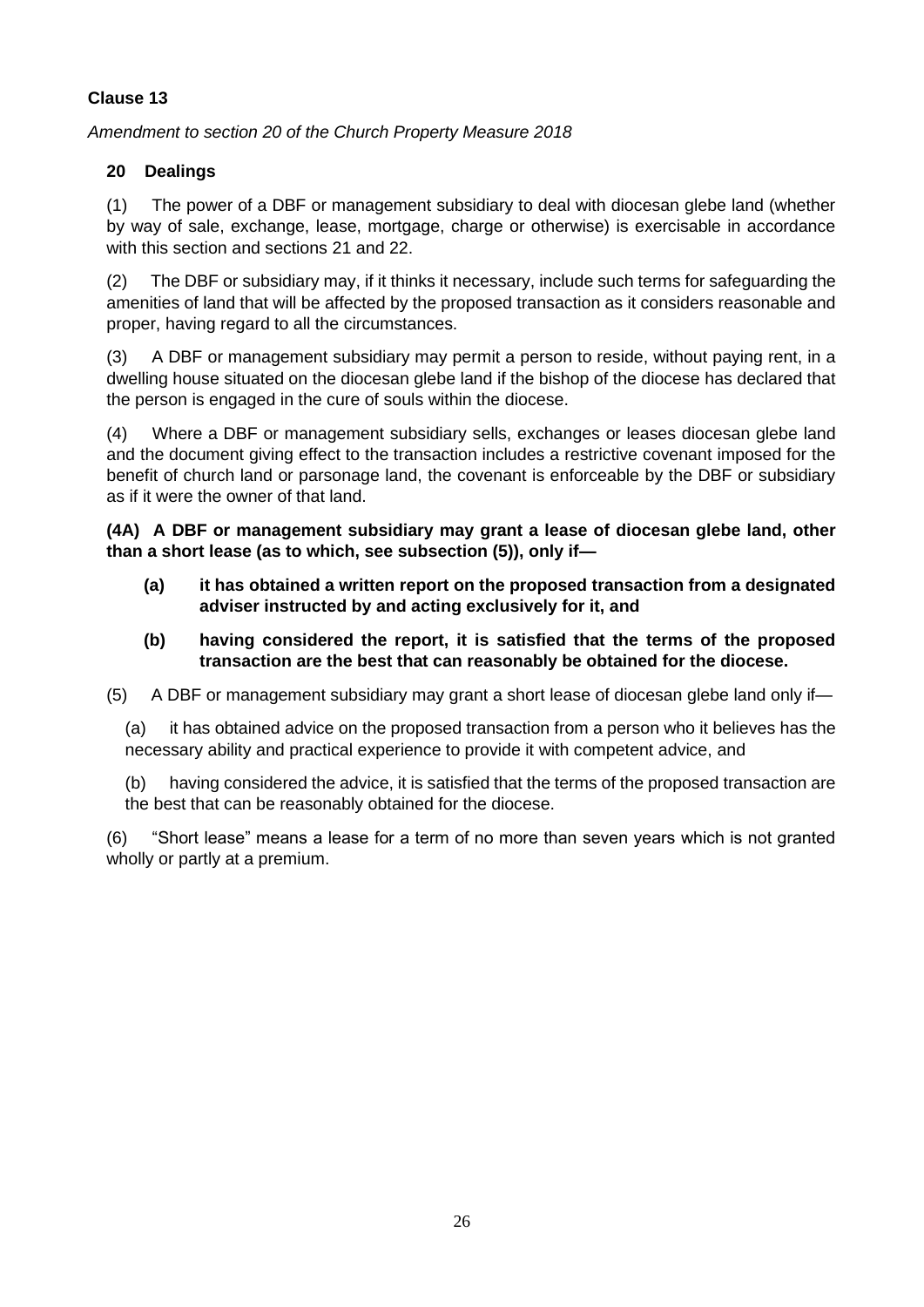**Clause 13**

*Amendment to section 20 of the Church Property Measure 2018*

**20 Dealings**

(1) The power of a DBF or management subsidiary to deal with diocesan glebe land (whether by way of sale, exchange, lease, mortgage, charge or otherwise) is exercisable in accordance with this section and sections 21 and 22.

(2) The DBF or subsidiary may, if it thinks it necessary, include such terms for safeguarding the amenities of land that will be affected by the proposed transaction as it considers reasonable and proper, having regard to all the circumstances.

(3) A DBF or management subsidiary may permit a person to reside, without paying rent, in a dwelling house situated on the diocesan glebe land if the bishop of the diocese has declared that the person is engaged in the cure of souls within the diocese.

(4) Where a DBF or management subsidiary sells, exchanges or leases diocesan glebe land and the document giving effect to the transaction includes a restrictive covenant imposed for the benefit of church land or parsonage land, the covenant is enforceable by the DBF or subsidiary as if it were the owner of that land.

**(4A) A DBF or management subsidiary may grant a lease of diocesan glebe land, other than a short lease (as to which, see subsection (5)), only if—**

**(a) it has obtained a written report on the proposed transaction from a designated adviser instructed by and acting exclusively for it, and**

**(b) having considered the report, it is satisfied that the terms of the proposed transaction are the best that can reasonably be obtained for the diocese.**

(5) A DBF or management subsidiary may grant a short lease of diocesan glebe land only if—

(a) it has obtained advice on the proposed transaction from a person who it believes has the necessary ability and practical experience to provide it with competent advice, and

(b) having considered the advice, it is satisfied that the terms of the proposed transaction are the best that can be reasonably obtained for the diocese.

(6) "Short lease" means a lease for a term of no more than seven years which is not granted wholly or partly at a premium.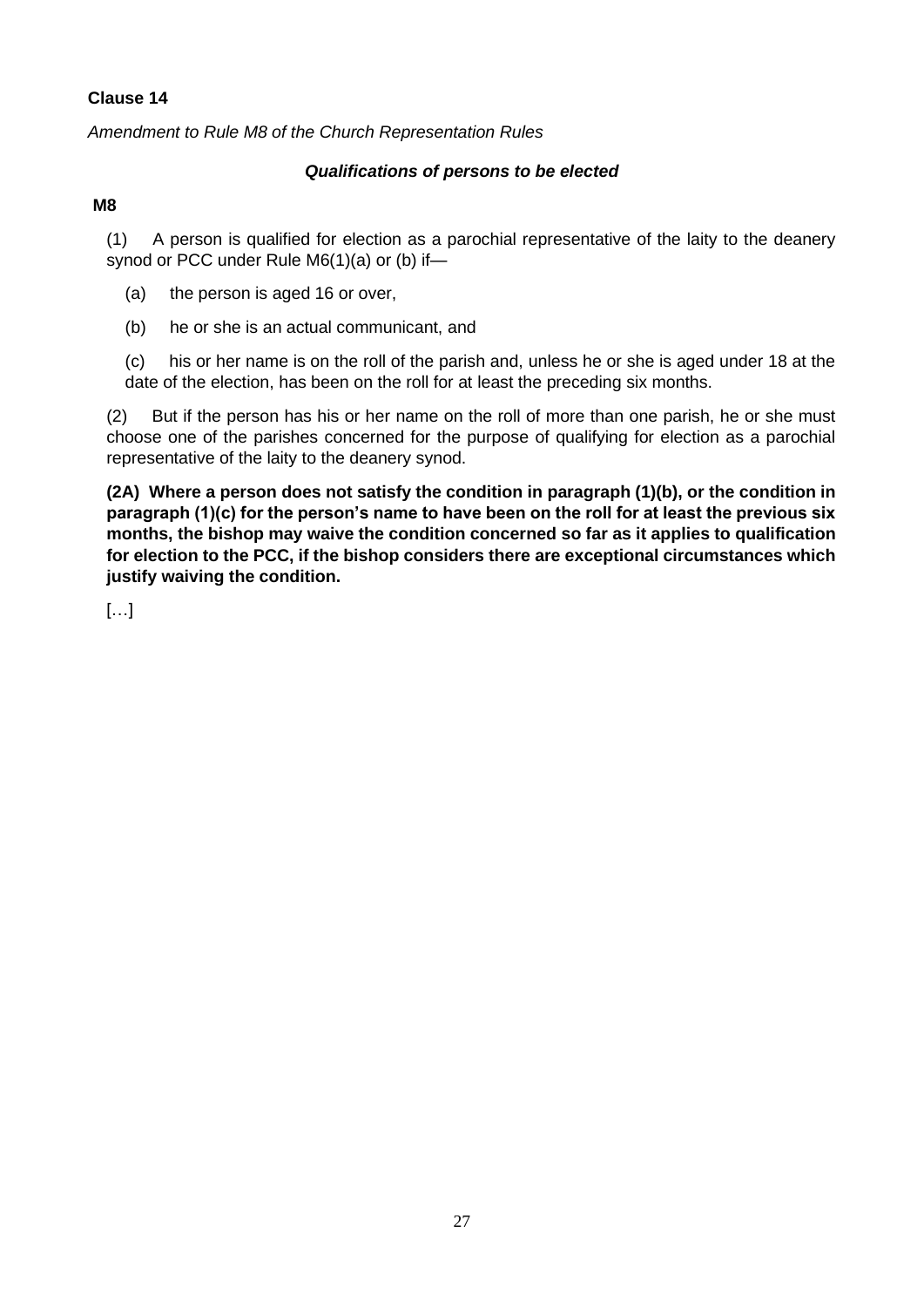**Clause 14**

*Amendment to Rule M8 of the Church Representation Rules*

***Qualifications of persons to be elected***

**M8**

(1) A person is qualified for election as a parochial representative of the laity to the deanery synod or PCC under Rule M6(1)(a) or (b) if—

(a) the person is aged 16 or over,

(b) he or she is an actual communicant, and

(c) his or her name is on the roll of the parish and, unless he or she is aged under 18 at the date of the election, has been on the roll for at least the preceding six months.

(2) But if the person has his or her name on the roll of more than one parish, he or she must choose one of the parishes concerned for the purpose of qualifying for election as a parochial representative of the laity to the deanery synod.

**(2A) Where a person does not satisfy the condition in paragraph (1)(b), or the condition in paragraph (1)(c) for the person's name to have been on the roll for at least the previous six months, the bishop may waive the condition concerned so far as it applies to qualification for election to the PCC, if the bishop considers there are exceptional circumstances which justify waiving the condition.**

[…]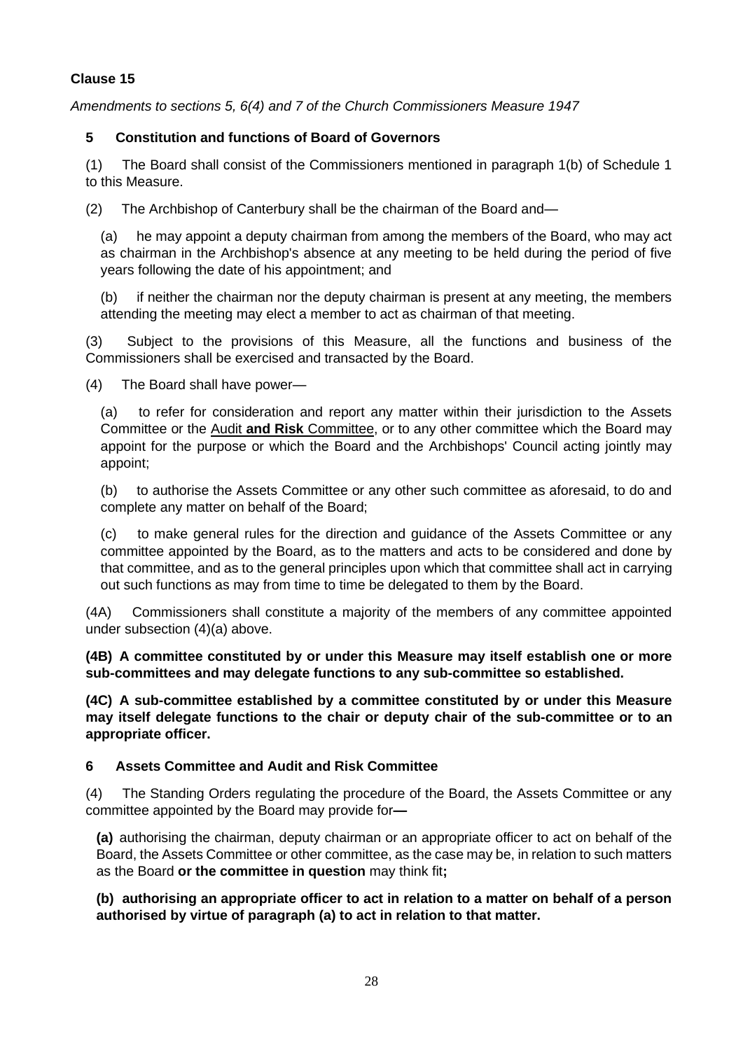**Clause 15**

*Amendments to sections 5, 6(4) and 7 of the Church Commissioners Measure 1947*

**5 Constitution and functions of Board of Governors**

(1) The Board shall consist of the Commissioners mentioned in paragraph 1(b) of Schedule 1 to this Measure.

(2) The Archbishop of Canterbury shall be the chairman of the Board and—

(a) he may appoint a deputy chairman from among the members of the Board, who may act as chairman in the Archbishop's absence at any meeting to be held during the period of five years following the date of his appointment; and

(b) if neither the chairman nor the deputy chairman is present at any meeting, the members attending the meeting may elect a member to act as chairman of that meeting.

(3) Subject to the provisions of this Measure, all the functions and business of the Commissioners shall be exercised and transacted by the Board.

(4) The Board shall have power—

(a) to refer for consideration and report any matter within their jurisdiction to the Assets Committee or the <u>Audit **and Risk** Committee</u>, or to any other committee which the Board may appoint for the purpose or which the Board and the Archbishops' Council acting jointly may appoint;

(b) to authorise the Assets Committee or any other such committee as aforesaid, to do and complete any matter on behalf of the Board;

(c) to make general rules for the direction and guidance of the Assets Committee or any committee appointed by the Board, as to the matters and acts to be considered and done by that committee, and as to the general principles upon which that committee shall act in carrying out such functions as may from time to time be delegated to them by the Board.

(4A) Commissioners shall constitute a majority of the members of any committee appointed under subsection (4)(a) above.

**(4B) A committee constituted by or under this Measure may itself establish one or more sub-committees and may delegate functions to any sub-committee so established.**

**(4C) A sub-committee established by a committee constituted by or under this Measure may itself delegate functions to the chair or deputy chair of the sub-committee or to an appropriate officer.**

**6 Assets Committee and Audit and Risk Committee**

(4) The Standing Orders regulating the procedure of the Board, the Assets Committee or any committee appointed by the Board may provide for**—**

**(a)** authorising the chairman, deputy chairman or an appropriate officer to act on behalf of the Board, the Assets Committee or other committee, as the case may be, in relation to such matters as the Board **or the committee in question** may think fit**;**

**(b) authorising an appropriate officer to act in relation to a matter on behalf of a person authorised by virtue of paragraph (a) to act in relation to that matter.**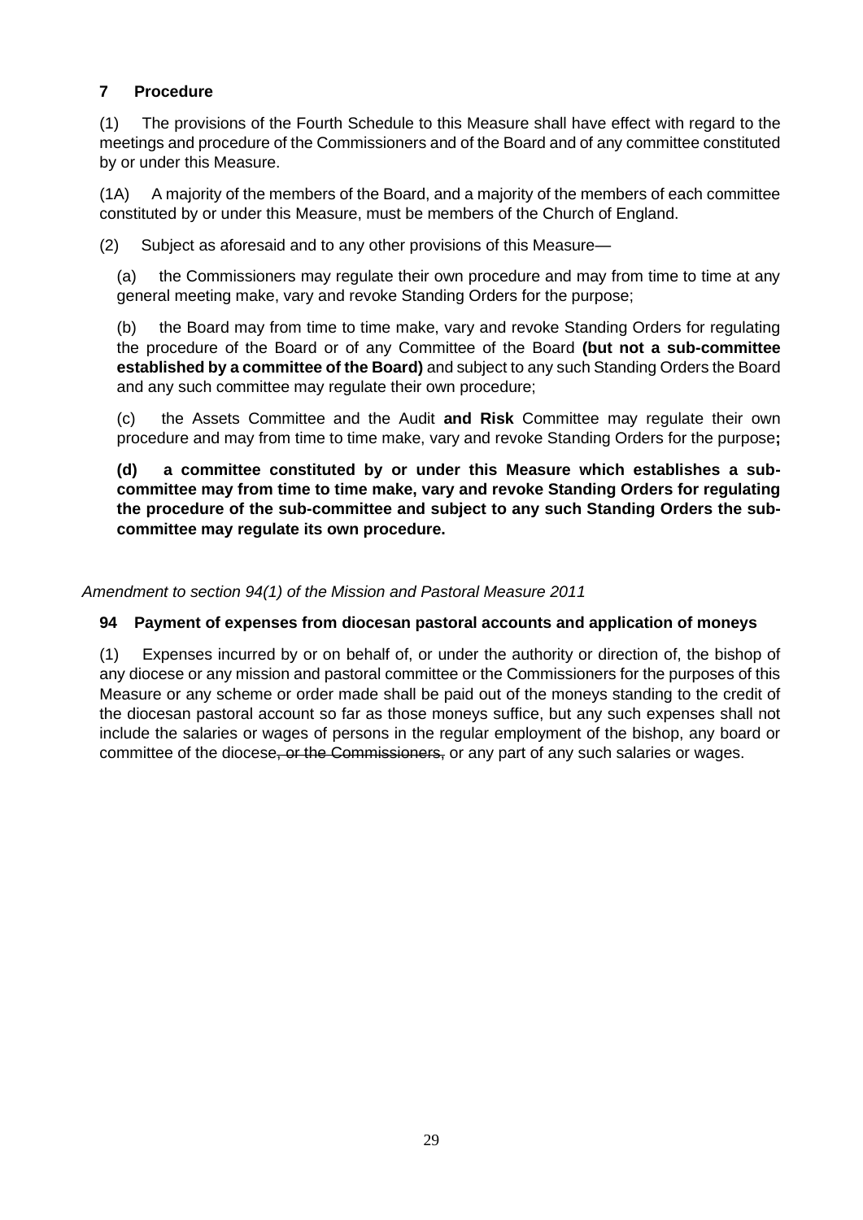**7 Procedure**

(1) The provisions of the Fourth Schedule to this Measure shall have effect with regard to the meetings and procedure of the Commissioners and of the Board and of any committee constituted by or under this Measure.

(1A) A majority of the members of the Board, and a majority of the members of each committee constituted by or under this Measure, must be members of the Church of England.

(2) Subject as aforesaid and to any other provisions of this Measure—

(a) the Commissioners may regulate their own procedure and may from time to time at any general meeting make, vary and revoke Standing Orders for the purpose;

(b) the Board may from time to time make, vary and revoke Standing Orders for regulating the procedure of the Board or of any Committee of the Board **(but not a sub-committee established by a committee of the Board)** and subject to any such Standing Orders the Board and any such committee may regulate their own procedure;

(c) the Assets Committee and the Audit **and Risk** Committee may regulate their own procedure and may from time to time make, vary and revoke Standing Orders for the purpose**;**

**(d) a committee constituted by or under this Measure which establishes a sub-committee may from time to time make, vary and revoke Standing Orders for regulating the procedure of the sub-committee and subject to any such Standing Orders the sub-committee may regulate its own procedure.**

*Amendment to section 94(1) of the Mission and Pastoral Measure 2011*

**94 Payment of expenses from diocesan pastoral accounts and application of moneys**

(1) Expenses incurred by or on behalf of, or under the authority or direction of, the bishop of any diocese or any mission and pastoral committee or the Commissioners for the purposes of this Measure or any scheme or order made shall be paid out of the moneys standing to the credit of the diocesan pastoral account so far as those moneys suffice, but any such expenses shall not include the salaries or wages of persons in the regular employment of the bishop, any board or committee of the diocese~~, or the Commissioners,~~ or any part of any such salaries or wages.